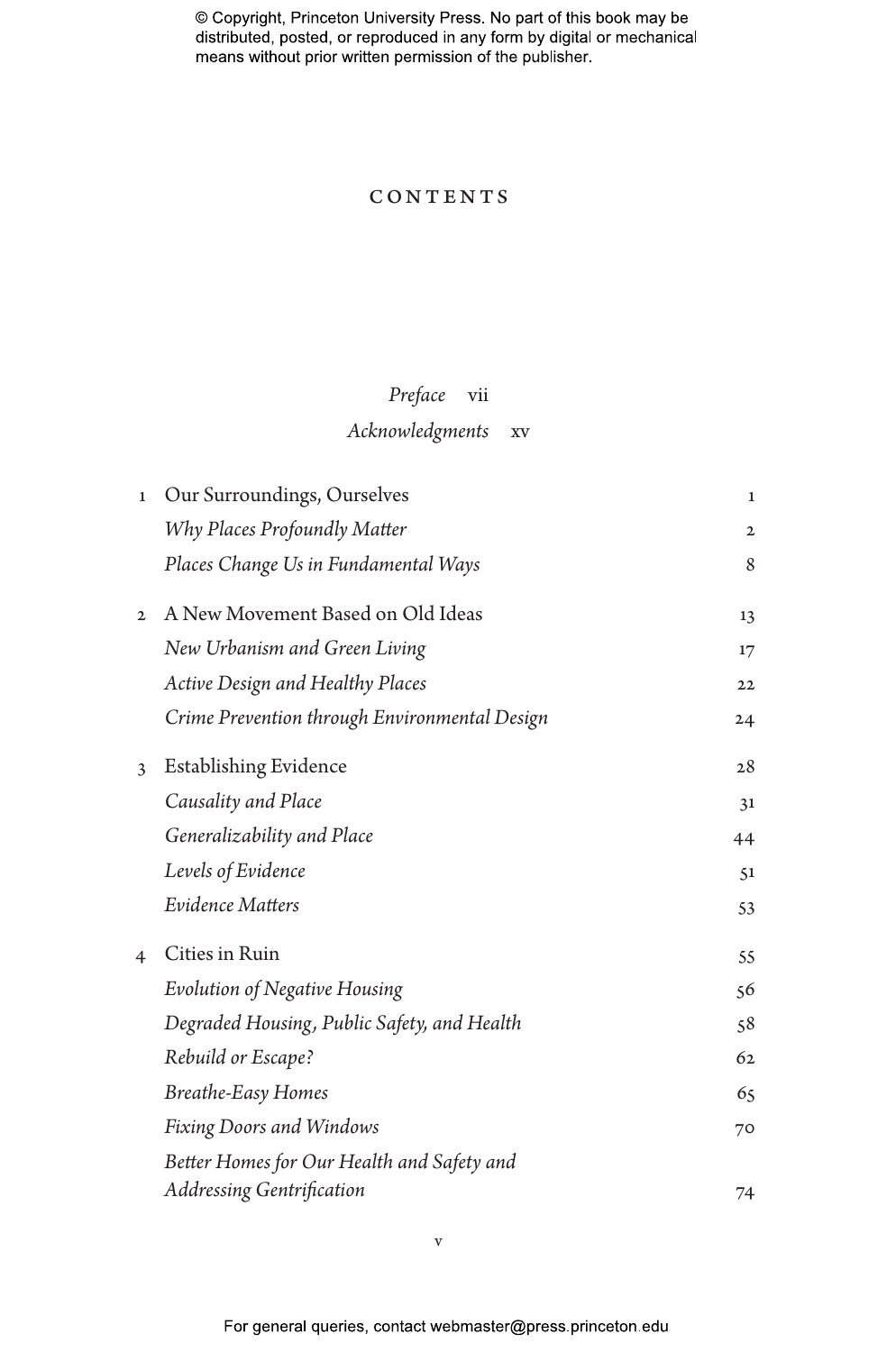# CONTENTS

*Preface* vii

*Acknowledgments* xv

1 Our Surroundings, Ourselves 1

*Why Places Profoundly Matter* 2

*Places Change Us in Fundamental Ways* 8

2 A New Movement Based on Old Ideas 13

*New Urbanism and Green Living* 17

*Active Design and Healthy Places* 22

*Crime Prevention through Environmental Design* 24

3 Establishing Evidence 28

*Causality and Place* 31

*Generalizability and Place* 44

*Levels of Evidence* 51

*Evidence Matters* 53

4 Cities in Ruin 55

*Evolution of Negative Housing* 56

*Degraded Housing, Public Safety, and Health* 58

*Rebuild or Escape?* 62

*Breathe-Easy Homes* 65

*Fixing Doors and Windows* 70

*Better Homes for Our Health and Safety and Addressing Gentrification* 74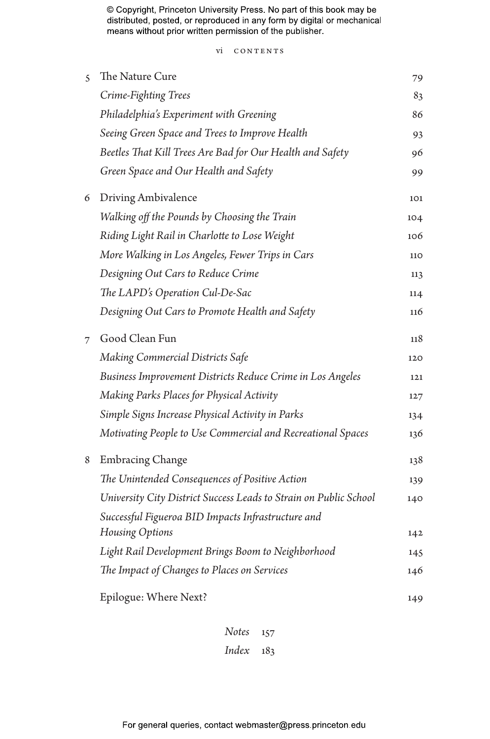5 The Nature Cure 79

*Crime-Fighting Trees* 83

*Philadelphia's Experiment with Greening* 86

*Seeing Green Space and Trees to Improve Health* 93

*Beetles That Kill Trees Are Bad for Our Health and Safety* 96

*Green Space and Our Health and Safety* 99

6 Driving Ambivalence 101

*Walking off the Pounds by Choosing the Train* 104

*Riding Light Rail in Charlotte to Lose Weight* 106

*More Walking in Los Angeles, Fewer Trips in Cars* 110

*Designing Out Cars to Reduce Crime* 113

*The LAPD's Operation Cul-De-Sac* 114

*Designing Out Cars to Promote Health and Safety* 116

7 Good Clean Fun 118

*Making Commercial Districts Safe* 120

*Business Improvement Districts Reduce Crime in Los Angeles* 121

*Making Parks Places for Physical Activity* 127

*Simple Signs Increase Physical Activity in Parks* 134

*Motivating People to Use Commercial and Recreational Spaces* 136

8 Embracing Change 138

*The Unintended Consequences of Positive Action* 139

*University City District Success Leads to Strain on Public School* 140

*Successful Figueroa BID Impacts Infrastructure and Housing Options* 142

*Light Rail Development Brings Boom to Neighborhood* 145

*The Impact of Changes to Places on Services* 146

Epilogue: Where Next? 149

*Notes* 157

*Index* 183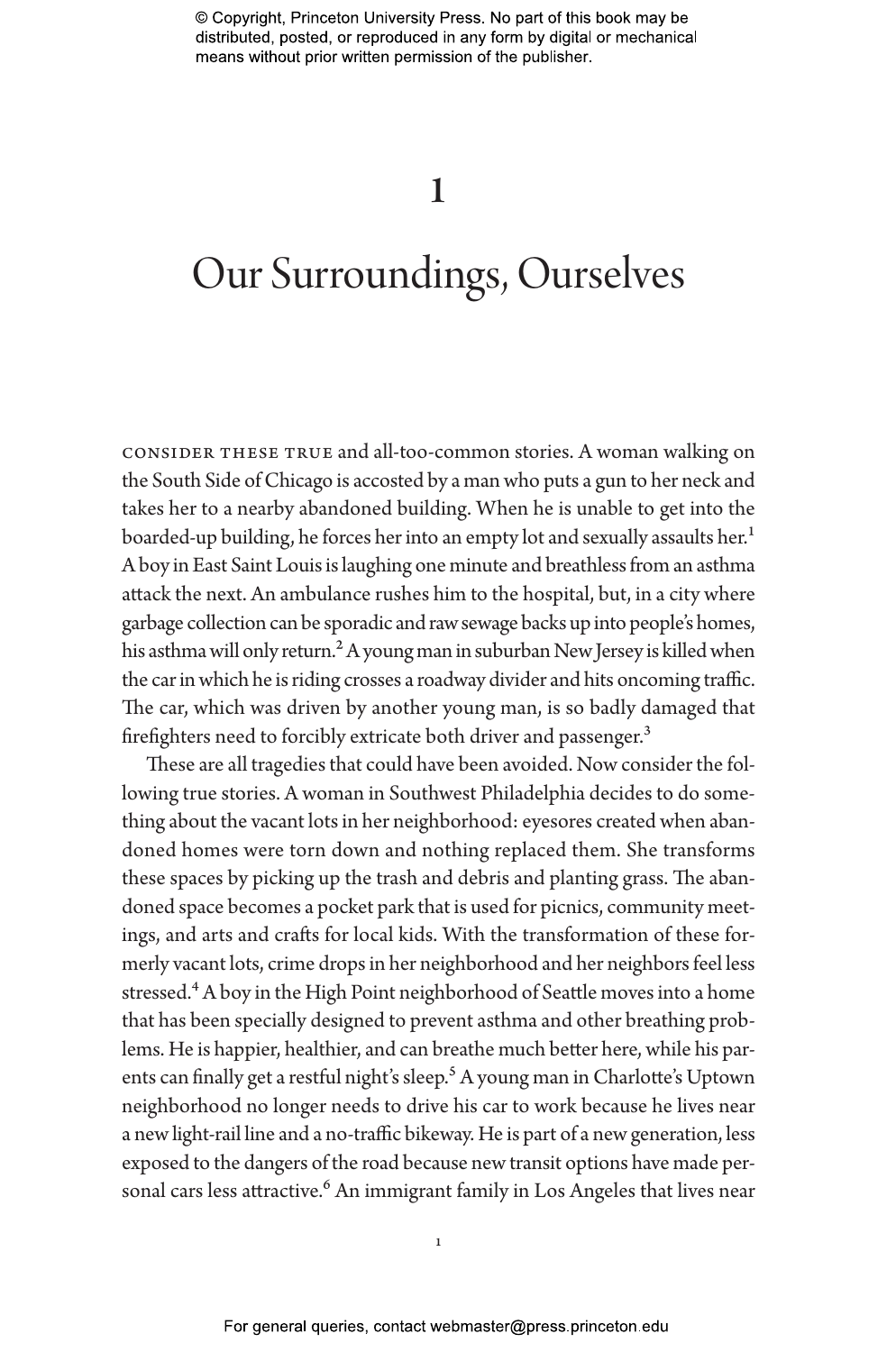# 1

# Our Surroundings, Ourselves

CONSIDER THESE TRUE and all-too-common stories. A woman walking on the South Side of Chicago is accosted by a man who puts a gun to her neck and takes her to a nearby abandoned building. When he is unable to get into the boarded-up building, he forces her into an empty lot and sexually assaults her.[1] A boy in East Saint Louis is laughing one minute and breathless from an asthma attack the next. An ambulance rushes him to the hospital, but, in a city where garbage collection can be sporadic and raw sewage backs up into people's homes, his asthma will only return.[2] A young man in suburban New Jersey is killed when the car in which he is riding crosses a roadway divider and hits oncoming traffic. The car, which was driven by another young man, is so badly damaged that firefighters need to forcibly extricate both driver and passenger.[3]

These are all tragedies that could have been avoided. Now consider the following true stories. A woman in Southwest Philadelphia decides to do something about the vacant lots in her neighborhood: eyesores created when abandoned homes were torn down and nothing replaced them. She transforms these spaces by picking up the trash and debris and planting grass. The abandoned space becomes a pocket park that is used for picnics, community meetings, and arts and crafts for local kids. With the transformation of these formerly vacant lots, crime drops in her neighborhood and her neighbors feel less stressed.[4] A boy in the High Point neighborhood of Seattle moves into a home that has been specially designed to prevent asthma and other breathing problems. He is happier, healthier, and can breathe much better here, while his parents can finally get a restful night's sleep.[5] A young man in Charlotte's Uptown neighborhood no longer needs to drive his car to work because he lives near a new light-rail line and a no-traffic bikeway. He is part of a new generation, less exposed to the dangers of the road because new transit options have made personal cars less attractive.[6] An immigrant family in Los Angeles that lives near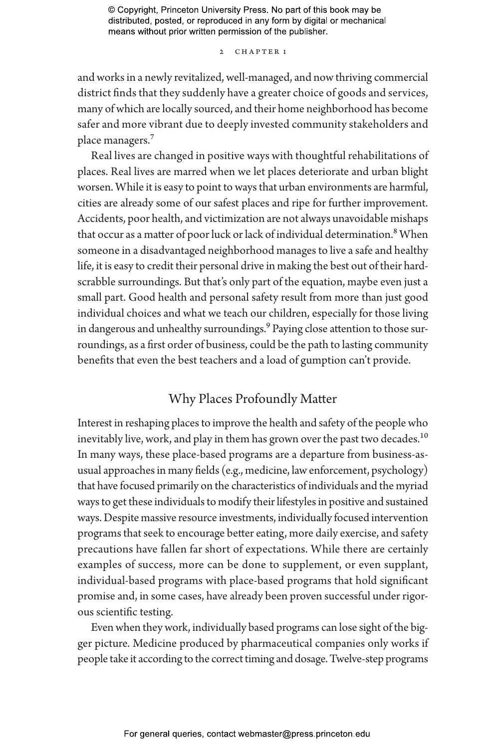and works in a newly revitalized, well-managed, and now thriving commercial district finds that they suddenly have a greater choice of goods and services, many of which are locally sourced, and their home neighborhood has become safer and more vibrant due to deeply invested community stakeholders and place managers.[7]

Real lives are changed in positive ways with thoughtful rehabilitations of places. Real lives are marred when we let places deteriorate and urban blight worsen. While it is easy to point to ways that urban environments are harmful, cities are already some of our safest places and ripe for further improvement. Accidents, poor health, and victimization are not always unavoidable mishaps that occur as a matter of poor luck or lack of individual determination.[8] When someone in a disadvantaged neighborhood manages to live a safe and healthy life, it is easy to credit their personal drive in making the best out of their hardscrabble surroundings. But that's only part of the equation, maybe even just a small part. Good health and personal safety result from more than just good individual choices and what we teach our children, especially for those living in dangerous and unhealthy surroundings.[9] Paying close attention to those surroundings, as a first order of business, could be the path to lasting community benefits that even the best teachers and a load of gumption can't provide.

## Why Places Profoundly Matter

Interest in reshaping places to improve the health and safety of the people who inevitably live, work, and play in them has grown over the past two decades.[10] In many ways, these place-based programs are a departure from business-as-usual approaches in many fields (e.g., medicine, law enforcement, psychology) that have focused primarily on the characteristics of individuals and the myriad ways to get these individuals to modify their lifestyles in positive and sustained ways. Despite massive resource investments, individually focused intervention programs that seek to encourage better eating, more daily exercise, and safety precautions have fallen far short of expectations. While there are certainly examples of success, more can be done to supplement, or even supplant, individual-based programs with place-based programs that hold significant promise and, in some cases, have already been proven successful under rigorous scientific testing.

Even when they work, individually based programs can lose sight of the bigger picture. Medicine produced by pharmaceutical companies only works if people take it according to the correct timing and dosage. Twelve-step programs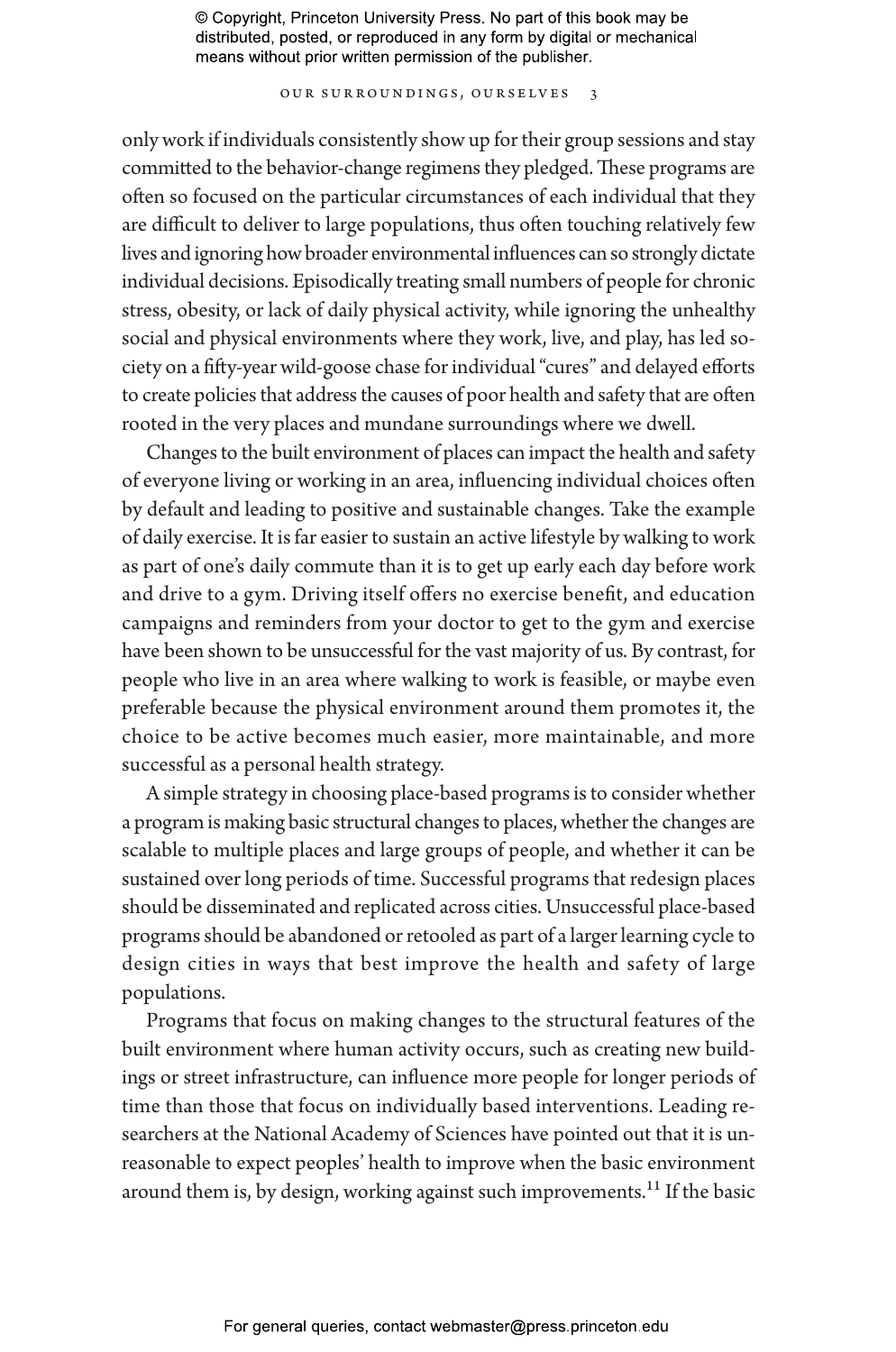only work if individuals consistently show up for their group sessions and stay committed to the behavior-change regimens they pledged. These programs are often so focused on the particular circumstances of each individual that they are difficult to deliver to large populations, thus often touching relatively few lives and ignoring how broader environmental influences can so strongly dictate individual decisions. Episodically treating small numbers of people for chronic stress, obesity, or lack of daily physical activity, while ignoring the unhealthy social and physical environments where they work, live, and play, has led society on a fifty-year wild-goose chase for individual "cures" and delayed efforts to create policies that address the causes of poor health and safety that are often rooted in the very places and mundane surroundings where we dwell.

Changes to the built environment of places can impact the health and safety of everyone living or working in an area, influencing individual choices often by default and leading to positive and sustainable changes. Take the example of daily exercise. It is far easier to sustain an active lifestyle by walking to work as part of one's daily commute than it is to get up early each day before work and drive to a gym. Driving itself offers no exercise benefit, and education campaigns and reminders from your doctor to get to the gym and exercise have been shown to be unsuccessful for the vast majority of us. By contrast, for people who live in an area where walking to work is feasible, or maybe even preferable because the physical environment around them promotes it, the choice to be active becomes much easier, more maintainable, and more successful as a personal health strategy.

A simple strategy in choosing place-based programs is to consider whether a program is making basic structural changes to places, whether the changes are scalable to multiple places and large groups of people, and whether it can be sustained over long periods of time. Successful programs that redesign places should be disseminated and replicated across cities. Unsuccessful place-based programs should be abandoned or retooled as part of a larger learning cycle to design cities in ways that best improve the health and safety of large populations.

Programs that focus on making changes to the structural features of the built environment where human activity occurs, such as creating new buildings or street infrastructure, can influence more people for longer periods of time than those that focus on individually based interventions. Leading researchers at the National Academy of Sciences have pointed out that it is unreasonable to expect peoples' health to improve when the basic environment around them is, by design, working against such improvements.[11] If the basic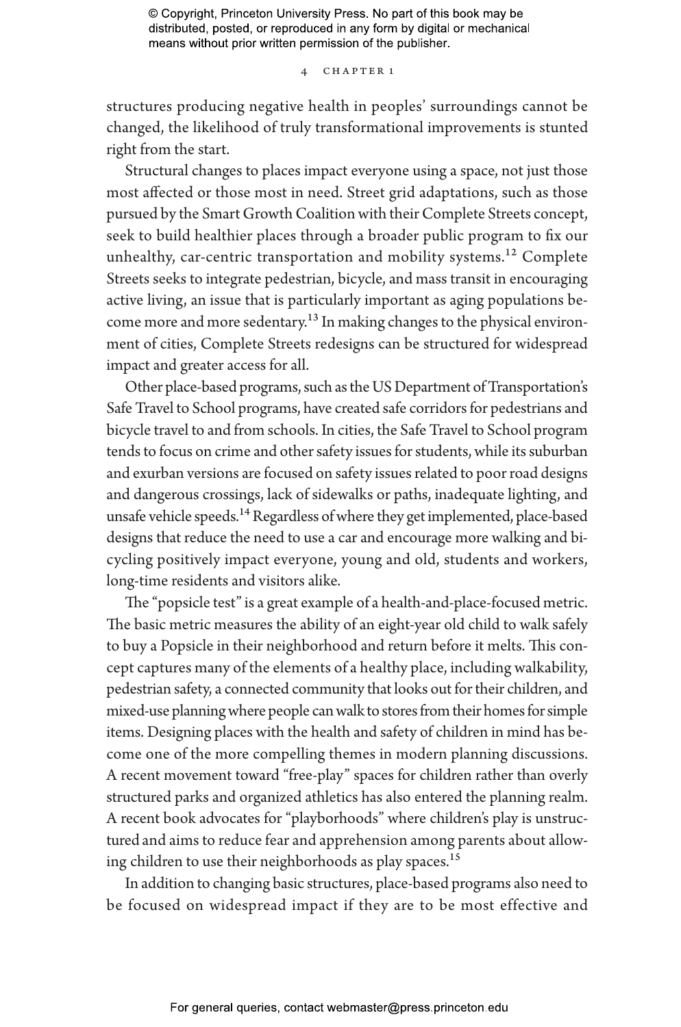structures producing negative health in peoples' surroundings cannot be changed, the likelihood of truly transformational improvements is stunted right from the start.

Structural changes to places impact everyone using a space, not just those most affected or those most in need. Street grid adaptations, such as those pursued by the Smart Growth Coalition with their Complete Streets concept, seek to build healthier places through a broader public program to fix our unhealthy, car-centric transportation and mobility systems.[12] Complete Streets seeks to integrate pedestrian, bicycle, and mass transit in encouraging active living, an issue that is particularly important as aging populations become more and more sedentary.[13] In making changes to the physical environment of cities, Complete Streets redesigns can be structured for widespread impact and greater access for all.

Other place-based programs, such as the US Department of Transportation's Safe Travel to School programs, have created safe corridors for pedestrians and bicycle travel to and from schools. In cities, the Safe Travel to School program tends to focus on crime and other safety issues for students, while its suburban and exurban versions are focused on safety issues related to poor road designs and dangerous crossings, lack of sidewalks or paths, inadequate lighting, and unsafe vehicle speeds.[14] Regardless of where they get implemented, place-based designs that reduce the need to use a car and encourage more walking and bicycling positively impact everyone, young and old, students and workers, long-time residents and visitors alike.

The "popsicle test" is a great example of a health-and-place-focused metric. The basic metric measures the ability of an eight-year old child to walk safely to buy a Popsicle in their neighborhood and return before it melts. This concept captures many of the elements of a healthy place, including walkability, pedestrian safety, a connected community that looks out for their children, and mixed-use planning where people can walk to stores from their homes for simple items. Designing places with the health and safety of children in mind has become one of the more compelling themes in modern planning discussions. A recent movement toward "free-play" spaces for children rather than overly structured parks and organized athletics has also entered the planning realm. A recent book advocates for "playborhoods" where children's play is unstructured and aims to reduce fear and apprehension among parents about allowing children to use their neighborhoods as play spaces.[15]

In addition to changing basic structures, place-based programs also need to be focused on widespread impact if they are to be most effective and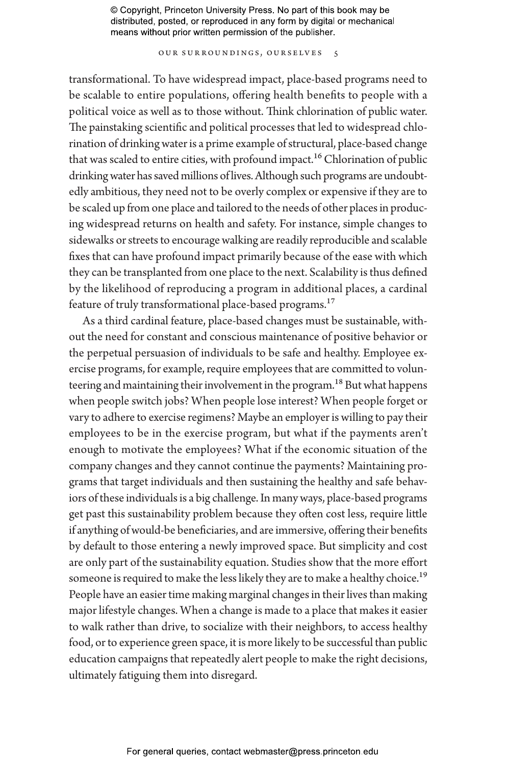transformational. To have widespread impact, place-based programs need to be scalable to entire populations, offering health benefits to people with a political voice as well as to those without. Think chlorination of public water. The painstaking scientific and political processes that led to widespread chlorination of drinking water is a prime example of structural, place-based change that was scaled to entire cities, with profound impact.[16] Chlorination of public drinking water has saved millions of lives. Although such programs are undoubtedly ambitious, they need not to be overly complex or expensive if they are to be scaled up from one place and tailored to the needs of other places in producing widespread returns on health and safety. For instance, simple changes to sidewalks or streets to encourage walking are readily reproducible and scalable fixes that can have profound impact primarily because of the ease with which they can be transplanted from one place to the next. Scalability is thus defined by the likelihood of reproducing a program in additional places, a cardinal feature of truly transformational place-based programs.[17]

As a third cardinal feature, place-based changes must be sustainable, without the need for constant and conscious maintenance of positive behavior or the perpetual persuasion of individuals to be safe and healthy. Employee exercise programs, for example, require employees that are committed to volunteering and maintaining their involvement in the program.[18] But what happens when people switch jobs? When people lose interest? When people forget or vary to adhere to exercise regimens? Maybe an employer is willing to pay their employees to be in the exercise program, but what if the payments aren't enough to motivate the employees? What if the economic situation of the company changes and they cannot continue the payments? Maintaining programs that target individuals and then sustaining the healthy and safe behaviors of these individuals is a big challenge. In many ways, place-based programs get past this sustainability problem because they often cost less, require little if anything of would-be beneficiaries, and are immersive, offering their benefits by default to those entering a newly improved space. But simplicity and cost are only part of the sustainability equation. Studies show that the more effort someone is required to make the less likely they are to make a healthy choice.[19] People have an easier time making marginal changes in their lives than making major lifestyle changes. When a change is made to a place that makes it easier to walk rather than drive, to socialize with their neighbors, to access healthy food, or to experience green space, it is more likely to be successful than public education campaigns that repeatedly alert people to make the right decisions, ultimately fatiguing them into disregard.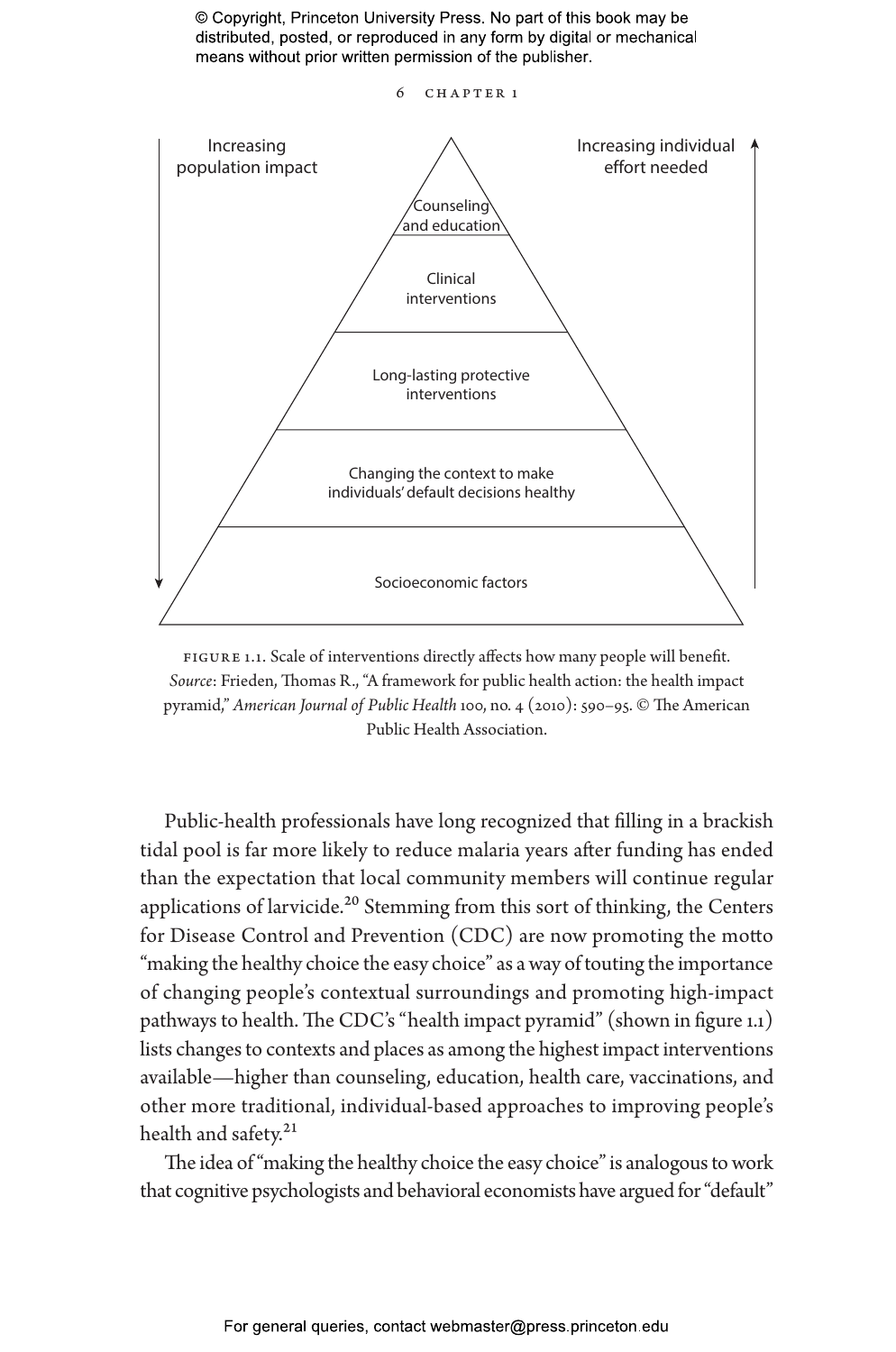FIGURE 1.1. Scale of interventions directly affects how many people will benefit. *Source*: Frieden, Thomas R., "A framework for public health action: the health impact pyramid," *American Journal of Public Health* 100, no. 4 (2010): 590–95. © The American Public Health Association.

Public-health professionals have long recognized that filling in a brackish tidal pool is far more likely to reduce malaria years after funding has ended than the expectation that local community members will continue regular applications of larvicide.[20] Stemming from this sort of thinking, the Centers for Disease Control and Prevention (CDC) are now promoting the motto "making the healthy choice the easy choice" as a way of touting the importance of changing people's contextual surroundings and promoting high-impact pathways to health. The CDC's "health impact pyramid" (shown in figure 1.1) lists changes to contexts and places as among the highest impact interventions available—higher than counseling, education, health care, vaccinations, and other more traditional, individual-based approaches to improving people's health and safety.[21]

The idea of "making the healthy choice the easy choice" is analogous to work that cognitive psychologists and behavioral economists have argued for "default"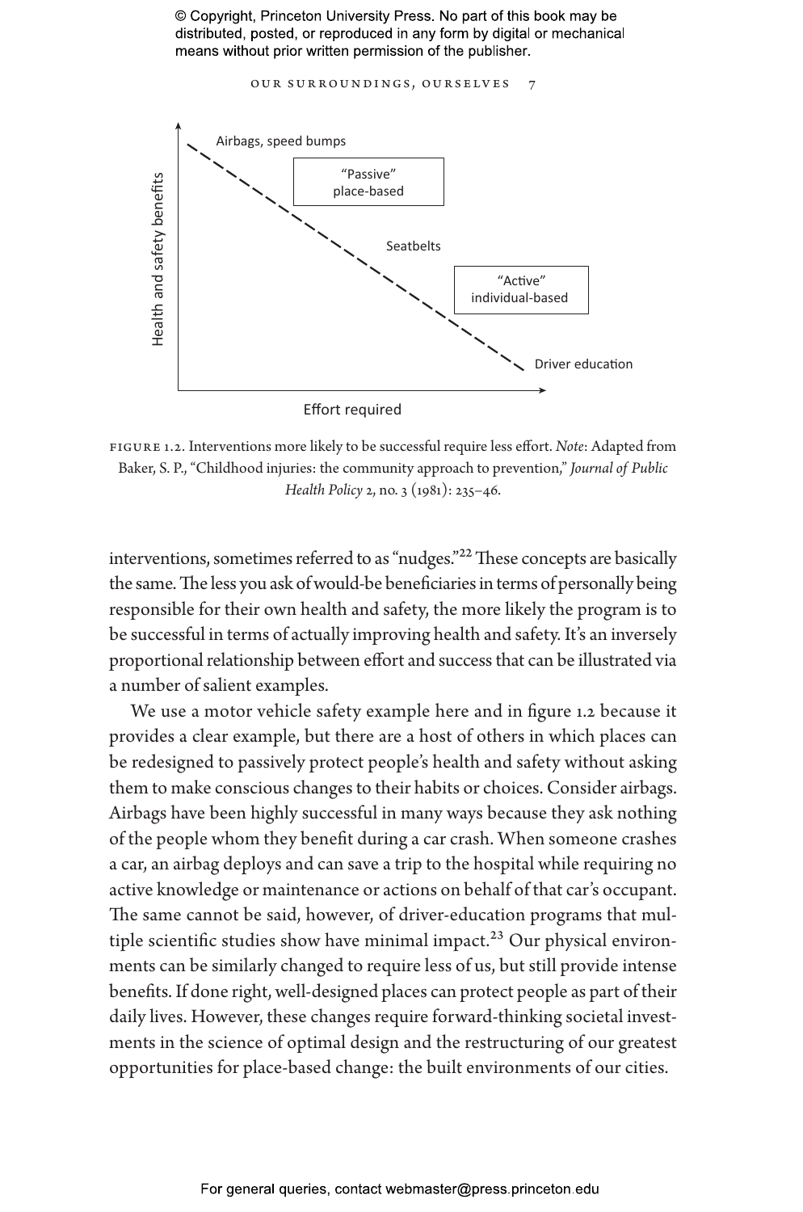FIGURE 1.2. Interventions more likely to be successful require less effort. *Note*: Adapted from Baker, S. P., "Childhood injuries: the community approach to prevention," *Journal of Public Health Policy* 2, no. 3 (1981): 235–46.

interventions, sometimes referred to as "nudges."[22] These concepts are basically the same. The less you ask of would-be beneficiaries in terms of personally being responsible for their own health and safety, the more likely the program is to be successful in terms of actually improving health and safety. It's an inversely proportional relationship between effort and success that can be illustrated via a number of salient examples.

We use a motor vehicle safety example here and in figure 1.2 because it provides a clear example, but there are a host of others in which places can be redesigned to passively protect people's health and safety without asking them to make conscious changes to their habits or choices. Consider airbags. Airbags have been highly successful in many ways because they ask nothing of the people whom they benefit during a car crash. When someone crashes a car, an airbag deploys and can save a trip to the hospital while requiring no active knowledge or maintenance or actions on behalf of that car's occupant. The same cannot be said, however, of driver-education programs that multiple scientific studies show have minimal impact.[23] Our physical environments can be similarly changed to require less of us, but still provide intense benefits. If done right, well-designed places can protect people as part of their daily lives. However, these changes require forward-thinking societal investments in the science of optimal design and the restructuring of our greatest opportunities for place-based change: the built environments of our cities.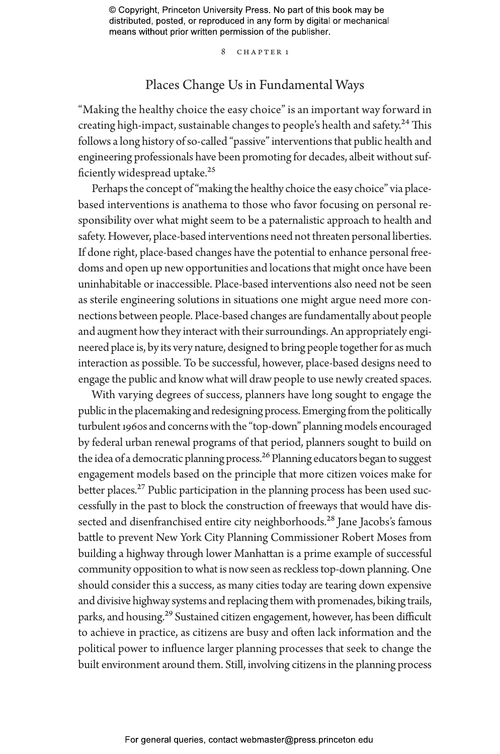## Places Change Us in Fundamental Ways

"Making the healthy choice the easy choice" is an important way forward in creating high-impact, sustainable changes to people's health and safety.[24] This follows a long history of so-called "passive" interventions that public health and engineering professionals have been promoting for decades, albeit without sufficiently widespread uptake.[25]

Perhaps the concept of "making the healthy choice the easy choice" via place-based interventions is anathema to those who favor focusing on personal responsibility over what might seem to be a paternalistic approach to health and safety. However, place-based interventions need not threaten personal liberties. If done right, place-based changes have the potential to enhance personal freedoms and open up new opportunities and locations that might once have been uninhabitable or inaccessible. Place-based interventions also need not be seen as sterile engineering solutions in situations one might argue need more connections between people. Place-based changes are fundamentally about people and augment how they interact with their surroundings. An appropriately engineered place is, by its very nature, designed to bring people together for as much interaction as possible. To be successful, however, place-based designs need to engage the public and know what will draw people to use newly created spaces.

With varying degrees of success, planners have long sought to engage the public in the placemaking and redesigning process. Emerging from the politically turbulent 1960s and concerns with the "top-down" planning models encouraged by federal urban renewal programs of that period, planners sought to build on the idea of a democratic planning process.[26] Planning educators began to suggest engagement models based on the principle that more citizen voices make for better places.[27] Public participation in the planning process has been used successfully in the past to block the construction of freeways that would have dissected and disenfranchised entire city neighborhoods.[28] Jane Jacobs's famous battle to prevent New York City Planning Commissioner Robert Moses from building a highway through lower Manhattan is a prime example of successful community opposition to what is now seen as reckless top-down planning. One should consider this a success, as many cities today are tearing down expensive and divisive highway systems and replacing them with promenades, biking trails, parks, and housing.[29] Sustained citizen engagement, however, has been difficult to achieve in practice, as citizens are busy and often lack information and the political power to influence larger planning processes that seek to change the built environment around them. Still, involving citizens in the planning process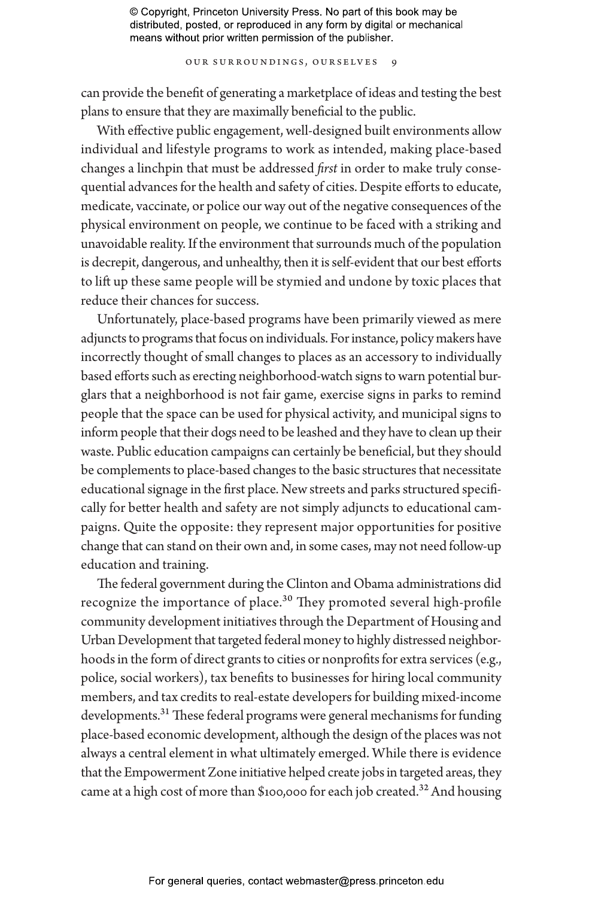can provide the benefit of generating a marketplace of ideas and testing the best plans to ensure that they are maximally beneficial to the public.

With effective public engagement, well-designed built environments allow individual and lifestyle programs to work as intended, making place-based changes a linchpin that must be addressed *first* in order to make truly consequential advances for the health and safety of cities. Despite efforts to educate, medicate, vaccinate, or police our way out of the negative consequences of the physical environment on people, we continue to be faced with a striking and unavoidable reality. If the environment that surrounds much of the population is decrepit, dangerous, and unhealthy, then it is self-evident that our best efforts to lift up these same people will be stymied and undone by toxic places that reduce their chances for success.

Unfortunately, place-based programs have been primarily viewed as mere adjuncts to programs that focus on individuals. For instance, policy makers have incorrectly thought of small changes to places as an accessory to individually based efforts such as erecting neighborhood-watch signs to warn potential burglars that a neighborhood is not fair game, exercise signs in parks to remind people that the space can be used for physical activity, and municipal signs to inform people that their dogs need to be leashed and they have to clean up their waste. Public education campaigns can certainly be beneficial, but they should be complements to place-based changes to the basic structures that necessitate educational signage in the first place. New streets and parks structured specifically for better health and safety are not simply adjuncts to educational campaigns. Quite the opposite: they represent major opportunities for positive change that can stand on their own and, in some cases, may not need follow-up education and training.

The federal government during the Clinton and Obama administrations did recognize the importance of place.[30] They promoted several high-profile community development initiatives through the Department of Housing and Urban Development that targeted federal money to highly distressed neighborhoods in the form of direct grants to cities or nonprofits for extra services (e.g., police, social workers), tax benefits to businesses for hiring local community members, and tax credits to real-estate developers for building mixed-income developments.[31] These federal programs were general mechanisms for funding place-based economic development, although the design of the places was not always a central element in what ultimately emerged. While there is evidence that the Empowerment Zone initiative helped create jobs in targeted areas, they came at a high cost of more than $100,000 for each job created.[32] And housing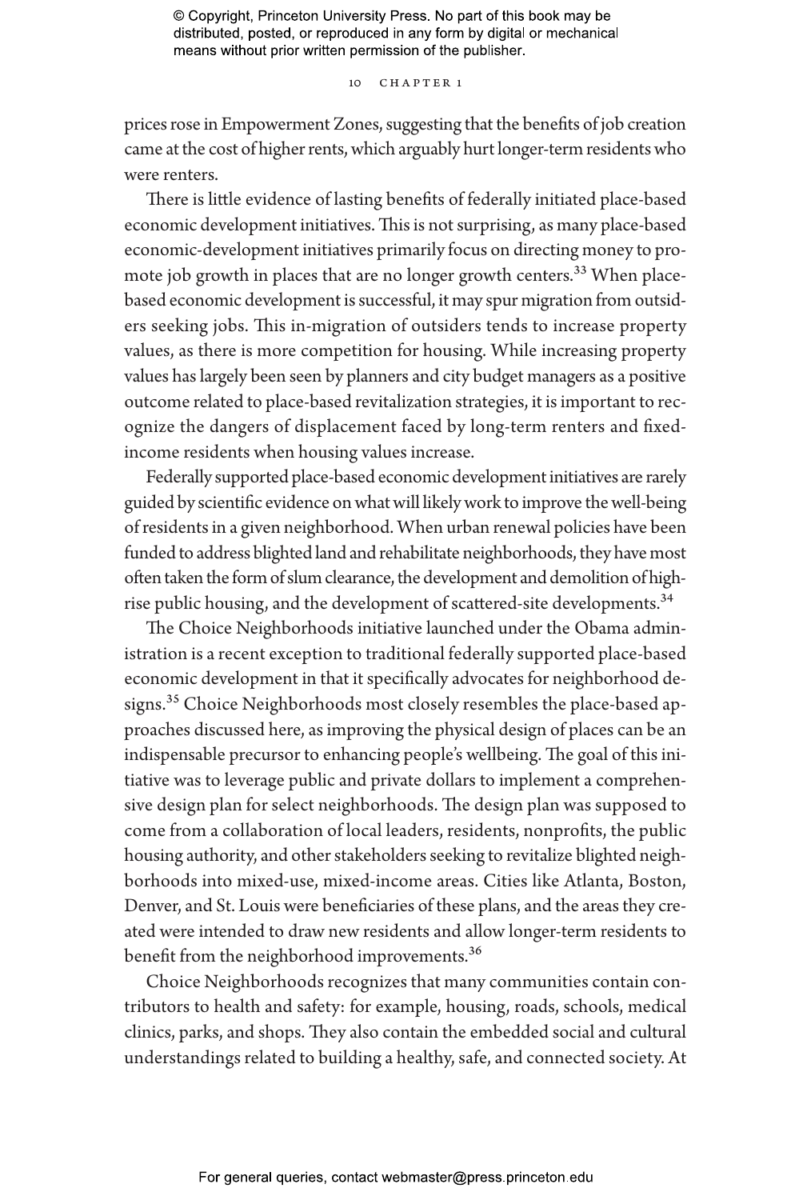prices rose in Empowerment Zones, suggesting that the benefits of job creation came at the cost of higher rents, which arguably hurt longer-term residents who were renters.

There is little evidence of lasting benefits of federally initiated place-based economic development initiatives. This is not surprising, as many place-based economic-development initiatives primarily focus on directing money to promote job growth in places that are no longer growth centers.[33] When place-based economic development is successful, it may spur migration from outsiders seeking jobs. This in-migration of outsiders tends to increase property values, as there is more competition for housing. While increasing property values has largely been seen by planners and city budget managers as a positive outcome related to place-based revitalization strategies, it is important to recognize the dangers of displacement faced by long-term renters and fixed-income residents when housing values increase.

Federally supported place-based economic development initiatives are rarely guided by scientific evidence on what will likely work to improve the well-being of residents in a given neighborhood. When urban renewal policies have been funded to address blighted land and rehabilitate neighborhoods, they have most often taken the form of slum clearance, the development and demolition of high-rise public housing, and the development of scattered-site developments.[34]

The Choice Neighborhoods initiative launched under the Obama administration is a recent exception to traditional federally supported place-based economic development in that it specifically advocates for neighborhood designs.[35] Choice Neighborhoods most closely resembles the place-based approaches discussed here, as improving the physical design of places can be an indispensable precursor to enhancing people's wellbeing. The goal of this initiative was to leverage public and private dollars to implement a comprehensive design plan for select neighborhoods. The design plan was supposed to come from a collaboration of local leaders, residents, nonprofits, the public housing authority, and other stakeholders seeking to revitalize blighted neighborhoods into mixed-use, mixed-income areas. Cities like Atlanta, Boston, Denver, and St. Louis were beneficiaries of these plans, and the areas they created were intended to draw new residents and allow longer-term residents to benefit from the neighborhood improvements.[36]

Choice Neighborhoods recognizes that many communities contain contributors to health and safety: for example, housing, roads, schools, medical clinics, parks, and shops. They also contain the embedded social and cultural understandings related to building a healthy, safe, and connected society. At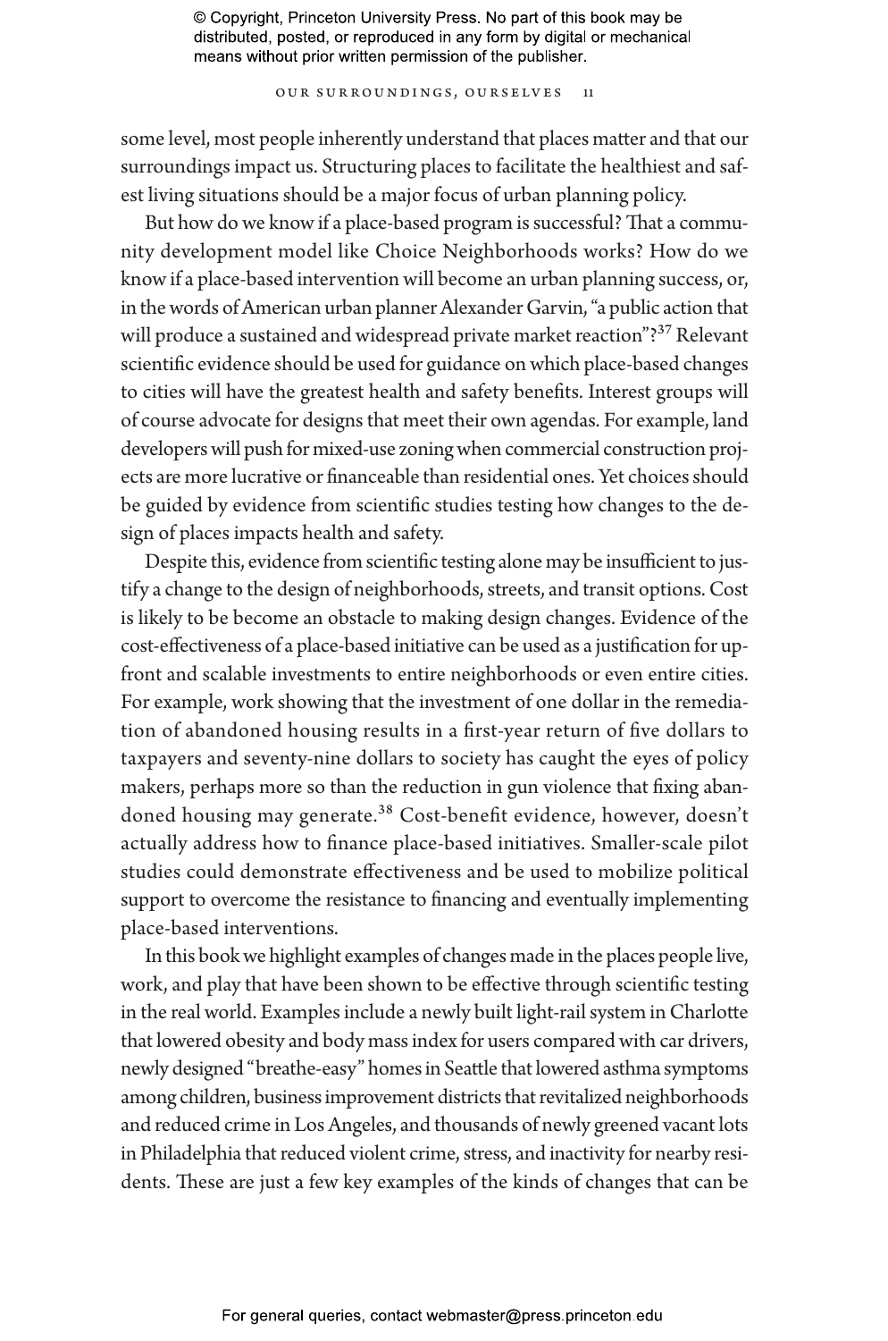some level, most people inherently understand that places matter and that our surroundings impact us. Structuring places to facilitate the healthiest and safest living situations should be a major focus of urban planning policy.

But how do we know if a place-based program is successful? That a community development model like Choice Neighborhoods works? How do we know if a place-based intervention will become an urban planning success, or, in the words of American urban planner Alexander Garvin, "a public action that will produce a sustained and widespread private market reaction"?[37] Relevant scientific evidence should be used for guidance on which place-based changes to cities will have the greatest health and safety benefits. Interest groups will of course advocate for designs that meet their own agendas. For example, land developers will push for mixed-use zoning when commercial construction projects are more lucrative or financeable than residential ones. Yet choices should be guided by evidence from scientific studies testing how changes to the design of places impacts health and safety.

Despite this, evidence from scientific testing alone may be insufficient to justify a change to the design of neighborhoods, streets, and transit options. Cost is likely to be become an obstacle to making design changes. Evidence of the cost-effectiveness of a place-based initiative can be used as a justification for up-front and scalable investments to entire neighborhoods or even entire cities. For example, work showing that the investment of one dollar in the remediation of abandoned housing results in a first-year return of five dollars to taxpayers and seventy-nine dollars to society has caught the eyes of policy makers, perhaps more so than the reduction in gun violence that fixing abandoned housing may generate.[38] Cost-benefit evidence, however, doesn't actually address how to finance place-based initiatives. Smaller-scale pilot studies could demonstrate effectiveness and be used to mobilize political support to overcome the resistance to financing and eventually implementing place-based interventions.

In this book we highlight examples of changes made in the places people live, work, and play that have been shown to be effective through scientific testing in the real world. Examples include a newly built light-rail system in Charlotte that lowered obesity and body mass index for users compared with car drivers, newly designed "breathe-easy" homes in Seattle that lowered asthma symptoms among children, business improvement districts that revitalized neighborhoods and reduced crime in Los Angeles, and thousands of newly greened vacant lots in Philadelphia that reduced violent crime, stress, and inactivity for nearby residents. These are just a few key examples of the kinds of changes that can be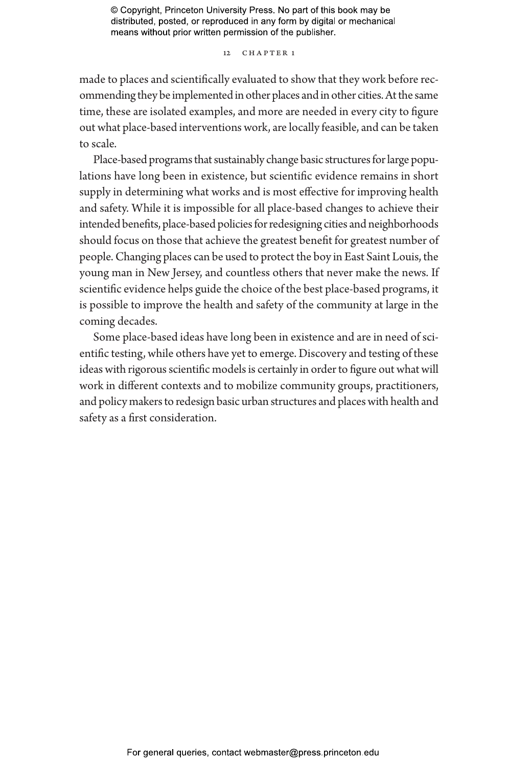made to places and scientifically evaluated to show that they work before recommending they be implemented in other places and in other cities. At the same time, these are isolated examples, and more are needed in every city to figure out what place-based interventions work, are locally feasible, and can be taken to scale.

Place-based programs that sustainably change basic structures for large populations have long been in existence, but scientific evidence remains in short supply in determining what works and is most effective for improving health and safety. While it is impossible for all place-based changes to achieve their intended benefits, place-based policies for redesigning cities and neighborhoods should focus on those that achieve the greatest benefit for greatest number of people. Changing places can be used to protect the boy in East Saint Louis, the young man in New Jersey, and countless others that never make the news. If scientific evidence helps guide the choice of the best place-based programs, it is possible to improve the health and safety of the community at large in the coming decades.

Some place-based ideas have long been in existence and are in need of scientific testing, while others have yet to emerge. Discovery and testing of these ideas with rigorous scientific models is certainly in order to figure out what will work in different contexts and to mobilize community groups, practitioners, and policy makers to redesign basic urban structures and places with health and safety as a first consideration.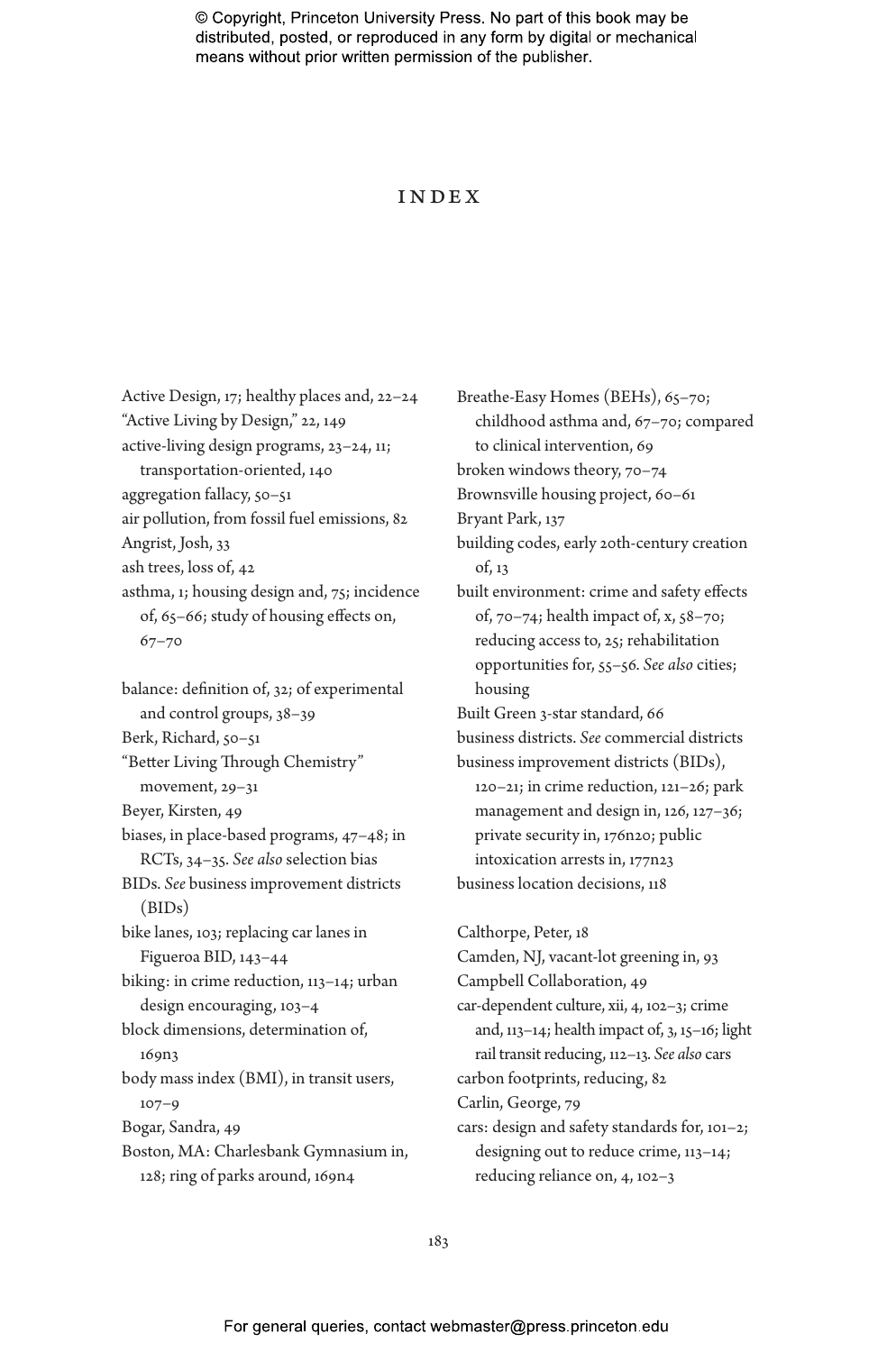# INDEX

Active Design, 17; healthy places and, 22–24
"Active Living by Design," 22, 149
active-living design programs, 23–24, 11; transportation-oriented, 140
aggregation fallacy, 50–51
air pollution, from fossil fuel emissions, 82
Angrist, Josh, 33
ash trees, loss of, 42
asthma, 1; housing design and, 75; incidence of, 65–66; study of housing effects on, 67–70

balance: definition of, 32; of experimental and control groups, 38–39
Berk, Richard, 50–51
"Better Living Through Chemistry" movement, 29–31
Beyer, Kirsten, 49
biases, in place-based programs, 47–48; in RCTs, 34–35. *See also* selection bias
BIDs. *See* business improvement districts (BIDs)
bike lanes, 103; replacing car lanes in Figueroa BID, 143–44
biking: in crime reduction, 113–14; urban design encouraging, 103–4
block dimensions, determination of, 169n3
body mass index (BMI), in transit users, 107–9
Bogar, Sandra, 49
Boston, MA: Charlesbank Gymnasium in, 128; ring of parks around, 169n4
Breathe-Easy Homes (BEHs), 65–70; childhood asthma and, 67–70; compared to clinical intervention, 69
broken windows theory, 70–74
Brownsville housing project, 60–61
Bryant Park, 137
building codes, early 20th-century creation of, 13
built environment: crime and safety effects of, 70–74; health impact of, x, 58–70; reducing access to, 25; rehabilitation opportunities for, 55–56. *See also* cities; housing
Built Green 3-star standard, 66
business districts. *See* commercial districts
business improvement districts (BIDs), 120–21; in crime reduction, 121–26; park management and design in, 126, 127–36; private security in, 176n20; public intoxication arrests in, 177n23
business location decisions, 118

Calthorpe, Peter, 18
Camden, NJ, vacant-lot greening in, 93
Campbell Collaboration, 49
car-dependent culture, xii, 4, 102–3; crime and, 113–14; health impact of, 3, 15–16; light rail transit reducing, 112–13. *See also* cars
carbon footprints, reducing, 82
Carlin, George, 79
cars: design and safety standards for, 101–2; designing out to reduce crime, 113–14; reducing reliance on, 4, 102–3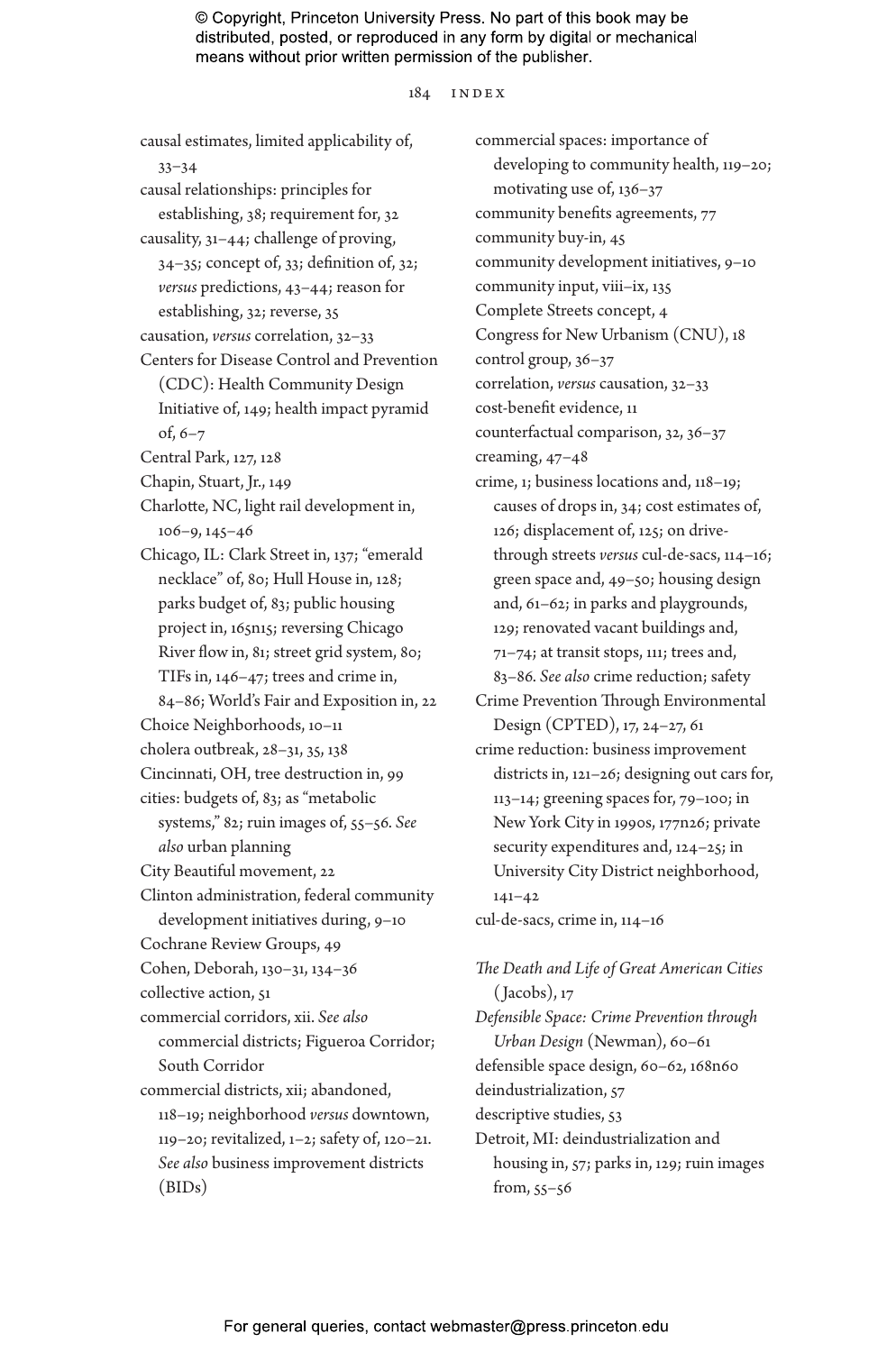causal estimates, limited applicability of, 33–34

causal relationships: principles for establishing, 38; requirement for, 32

causality, 31–44; challenge of proving, 34–35; concept of, 33; definition of, 32; *versus* predictions, 43–44; reason for establishing, 32; reverse, 35

causation, *versus* correlation, 32–33

Centers for Disease Control and Prevention (CDC): Health Community Design Initiative of, 149; health impact pyramid of, 6–7

Central Park, 127, 128

Chapin, Stuart, Jr., 149

Charlotte, NC, light rail development in, 106–9, 145–46

Chicago, IL: Clark Street in, 137; "emerald necklace" of, 80; Hull House in, 128; parks budget of, 83; public housing project in, 165n15; reversing Chicago River flow in, 81; street grid system, 80; TIFs in, 146–47; trees and crime in, 84–86; World's Fair and Exposition in, 22

Choice Neighborhoods, 10–11

cholera outbreak, 28–31, 35, 138

Cincinnati, OH, tree destruction in, 99

cities: budgets of, 83; as "metabolic systems," 82; ruin images of, 55–56. *See also* urban planning

City Beautiful movement, 22

Clinton administration, federal community development initiatives during, 9–10

Cochrane Review Groups, 49

Cohen, Deborah, 130–31, 134–36

collective action, 51

commercial corridors, xii. *See also* commercial districts; Figueroa Corridor; South Corridor

commercial districts, xii; abandoned, 118–19; neighborhood *versus* downtown, 119–20; revitalized, 1–2; safety of, 120–21. *See also* business improvement districts (BIDs)

commercial spaces: importance of developing to community health, 119–20; motivating use of, 136–37

community benefits agreements, 77

community buy-in, 45

community development initiatives, 9–10

community input, viii–ix, 135

Complete Streets concept, 4

Congress for New Urbanism (CNU), 18

control group, 36–37

correlation, *versus* causation, 32–33

cost-benefit evidence, 11

counterfactual comparison, 32, 36–37

creaming, 47–48

crime, 1; business locations and, 118–19; causes of drops in, 34; cost estimates of, 126; displacement of, 125; on drive-through streets *versus* cul-de-sacs, 114–16; green space and, 49–50; housing design and, 61–62; in parks and playgrounds, 129; renovated vacant buildings and, 71–74; at transit stops, 111; trees and, 83–86. *See also* crime reduction; safety

Crime Prevention Through Environmental Design (CPTED), 17, 24–27, 61

crime reduction: business improvement districts in, 121–26; designing out cars for, 113–14; greening spaces for, 79–100; in New York City in 1990s, 177n26; private security expenditures and, 124–25; in University City District neighborhood, 141–42

cul-de-sacs, crime in, 114–16

*The Death and Life of Great American Cities* (Jacobs), 17

*Defensible Space: Crime Prevention through Urban Design* (Newman), 60–61

defensible space design, 60–62, 168n60

deindustrialization, 57

descriptive studies, 53

Detroit, MI: deindustrialization and housing in, 57; parks in, 129; ruin images from, 55–56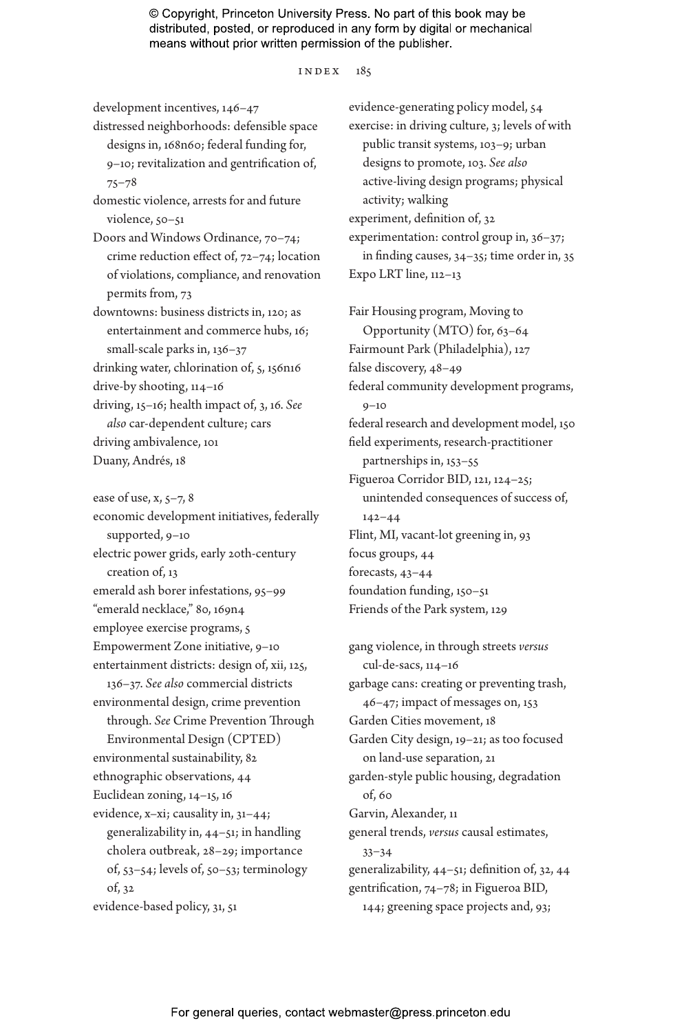development incentives, 146–47
distressed neighborhoods: defensible space designs in, 168n60; federal funding for, 9–10; revitalization and gentrification of, 75–78
domestic violence, arrests for and future violence, 50–51
Doors and Windows Ordinance, 70–74; crime reduction effect of, 72–74; location of violations, compliance, and renovation permits from, 73
downtowns: business districts in, 120; as entertainment and commerce hubs, 16; small-scale parks in, 136–37
drinking water, chlorination of, 5, 156n16
drive-by shooting, 114–16
driving, 15–16; health impact of, 3, 16. *See also* car-dependent culture; cars
driving ambivalence, 101
Duany, Andrés, 18

ease of use, x, 5–7, 8
economic development initiatives, federally supported, 9–10
electric power grids, early 20th-century creation of, 13
emerald ash borer infestations, 95–99
"emerald necklace," 80, 169n4
employee exercise programs, 5
Empowerment Zone initiative, 9–10
entertainment districts: design of, xii, 125, 136–37. *See also* commercial districts
environmental design, crime prevention through. *See* Crime Prevention Through Environmental Design (CPTED)
environmental sustainability, 82
ethnographic observations, 44
Euclidean zoning, 14–15, 16
evidence, x–xi; causality in, 31–44; generalizability in, 44–51; in handling cholera outbreak, 28–29; importance of, 53–54; levels of, 50–53; terminology of, 32
evidence-based policy, 31, 51
evidence-generating policy model, 54
exercise: in driving culture, 3; levels of with public transit systems, 103–9; urban designs to promote, 103. *See also* active-living design programs; physical activity; walking
experiment, definition of, 32
experimentation: control group in, 36–37; in finding causes, 34–35; time order in, 35
Expo LRT line, 112–13

Fair Housing program, Moving to Opportunity (MTO) for, 63–64
Fairmount Park (Philadelphia), 127
false discovery, 48–49
federal community development programs, 9–10
federal research and development model, 150
field experiments, research-practitioner partnerships in, 153–55
Figueroa Corridor BID, 121, 124–25; unintended consequences of success of, 142–44
Flint, MI, vacant-lot greening in, 93
focus groups, 44
forecasts, 43–44
foundation funding, 150–51
Friends of the Park system, 129

gang violence, in through streets *versus* cul-de-sacs, 114–16
garbage cans: creating or preventing trash, 46–47; impact of messages on, 153
Garden Cities movement, 18
Garden City design, 19–21; as too focused on land-use separation, 21
garden-style public housing, degradation of, 60
Garvin, Alexander, 11
general trends, *versus* causal estimates, 33–34
generalizability, 44–51; definition of, 32, 44
gentrification, 74–78; in Figueroa BID, 144; greening space projects and, 93;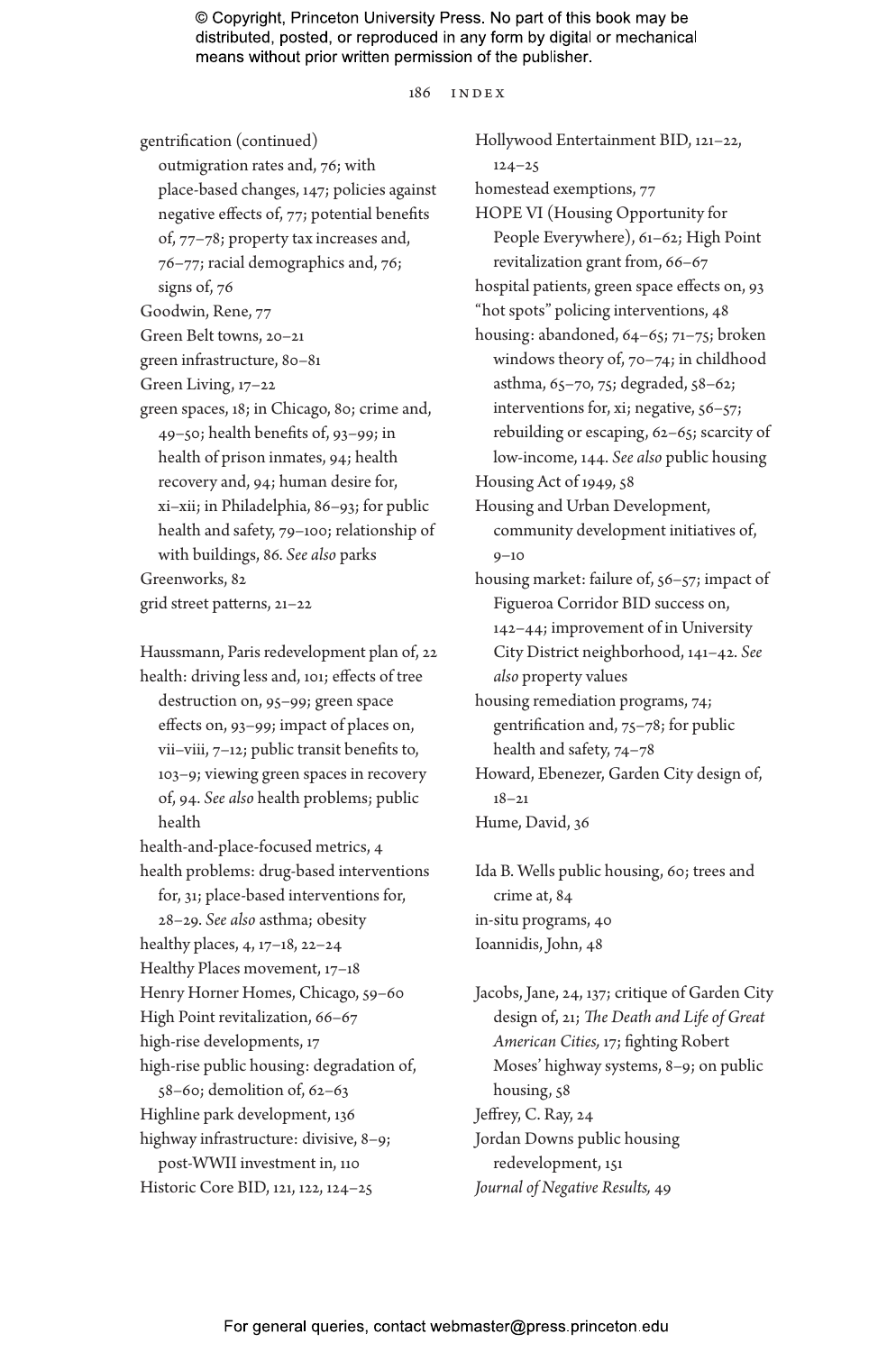gentrification (continued)
outmigration rates and, 76; with place-based changes, 147; policies against negative effects of, 77; potential benefits of, 77–78; property tax increases and, 76–77; racial demographics and, 76; signs of, 76

Goodwin, Rene, 77

Green Belt towns, 20–21

green infrastructure, 80–81

Green Living, 17–22

green spaces, 18; in Chicago, 80; crime and, 49–50; health benefits of, 93–99; in health of prison inmates, 94; health recovery and, 94; human desire for, xi–xii; in Philadelphia, 86–93; for public health and safety, 79–100; relationship of with buildings, 86. *See also* parks

Greenworks, 82

grid street patterns, 21–22

Haussmann, Paris redevelopment plan of, 22

health: driving less and, 101; effects of tree destruction on, 95–99; green space effects on, 93–99; impact of places on, vii–viii, 7–12; public transit benefits to, 103–9; viewing green spaces in recovery of, 94. *See also* health problems; public health

health-and-place-focused metrics, 4

health problems: drug-based interventions for, 31; place-based interventions for, 28–29. *See also* asthma; obesity

healthy places, 4, 17–18, 22–24

Healthy Places movement, 17–18

Henry Horner Homes, Chicago, 59–60

High Point revitalization, 66–67

high-rise developments, 17

high-rise public housing: degradation of, 58–60; demolition of, 62–63

Highline park development, 136

highway infrastructure: divisive, 8–9; post-WWII investment in, 110

Historic Core BID, 121, 122, 124–25

Hollywood Entertainment BID, 121–22, 124–25

homestead exemptions, 77

HOPE VI (Housing Opportunity for People Everywhere), 61–62; High Point revitalization grant from, 66–67

hospital patients, green space effects on, 93

"hot spots" policing interventions, 48

housing: abandoned, 64–65; 71–75; broken windows theory of, 70–74; in childhood asthma, 65–70, 75; degraded, 58–62; interventions for, xi; negative, 56–57; rebuilding or escaping, 62–65; scarcity of low-income, 144. *See also* public housing

Housing Act of 1949, 58

Housing and Urban Development, community development initiatives of, 9–10

housing market: failure of, 56–57; impact of Figueroa Corridor BID success on, 142–44; improvement of in University City District neighborhood, 141–42. *See also* property values

housing remediation programs, 74; gentrification and, 75–78; for public health and safety, 74–78

Howard, Ebenezer, Garden City design of, 18–21

Hume, David, 36

Ida B. Wells public housing, 60; trees and crime at, 84

in-situ programs, 40

Ioannidis, John, 48

Jacobs, Jane, 24, 137; critique of Garden City design of, 21; *The Death and Life of Great American Cities,* 17; fighting Robert Moses' highway systems, 8–9; on public housing, 58

Jeffrey, C. Ray, 24

Jordan Downs public housing redevelopment, 151

*Journal of Negative Results,* 49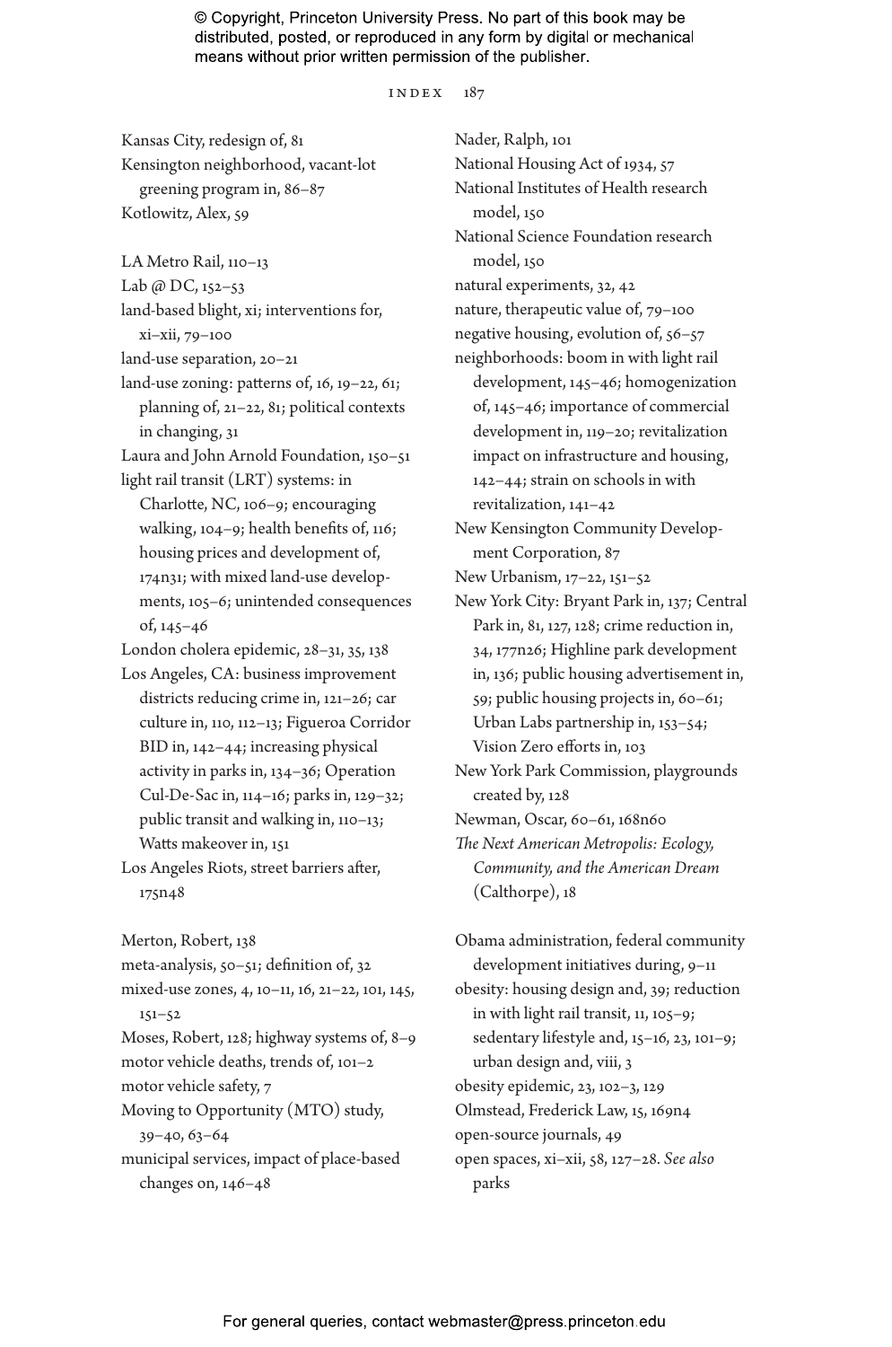Kansas City, redesign of, 81
Kensington neighborhood, vacant-lot greening program in, 86–87
Kotlowitz, Alex, 59

LA Metro Rail, 110–13
Lab @ DC, 152–53
land-based blight, xi; interventions for, xi–xii, 79–100
land-use separation, 20–21
land-use zoning: patterns of, 16, 19–22, 61; planning of, 21–22, 81; political contexts in changing, 31
Laura and John Arnold Foundation, 150–51
light rail transit (LRT) systems: in Charlotte, NC, 106–9; encouraging walking, 104–9; health benefits of, 116; housing prices and development of, 174n31; with mixed land-use developments, 105–6; unintended consequences of, 145–46
London cholera epidemic, 28–31, 35, 138
Los Angeles, CA: business improvement districts reducing crime in, 121–26; car culture in, 110, 112–13; Figueroa Corridor BID in, 142–44; increasing physical activity in parks in, 134–36; Operation Cul-De-Sac in, 114–16; parks in, 129–32; public transit and walking in, 110–13; Watts makeover in, 151
Los Angeles Riots, street barriers after, 175n48

Merton, Robert, 138
meta-analysis, 50–51; definition of, 32
mixed-use zones, 4, 10–11, 16, 21–22, 101, 145, 151–52
Moses, Robert, 128; highway systems of, 8–9
motor vehicle deaths, trends of, 101–2
motor vehicle safety, 7
Moving to Opportunity (MTO) study, 39–40, 63–64
municipal services, impact of place-based changes on, 146–48

Nader, Ralph, 101
National Housing Act of 1934, 57
National Institutes of Health research model, 150
National Science Foundation research model, 150
natural experiments, 32, 42
nature, therapeutic value of, 79–100
negative housing, evolution of, 56–57
neighborhoods: boom in with light rail development, 145–46; homogenization of, 145–46; importance of commercial development in, 119–20; revitalization impact on infrastructure and housing, 142–44; strain on schools in with revitalization, 141–42
New Kensington Community Development Corporation, 87
New Urbanism, 17–22, 151–52
New York City: Bryant Park in, 137; Central Park in, 81, 127, 128; crime reduction in, 34, 177n26; Highline park development in, 136; public housing advertisement in, 59; public housing projects in, 60–61; Urban Labs partnership in, 153–54; Vision Zero efforts in, 103
New York Park Commission, playgrounds created by, 128
Newman, Oscar, 60–61, 168n60
*The Next American Metropolis: Ecology, Community, and the American Dream* (Calthorpe), 18

Obama administration, federal community development initiatives during, 9–11
obesity: housing design and, 39; reduction in with light rail transit, 11, 105–9; sedentary lifestyle and, 15–16, 23, 101–9; urban design and, viii, 3
obesity epidemic, 23, 102–3, 129
Olmstead, Frederick Law, 15, 169n4
open-source journals, 49
open spaces, xi–xii, 58, 127–28. *See also* parks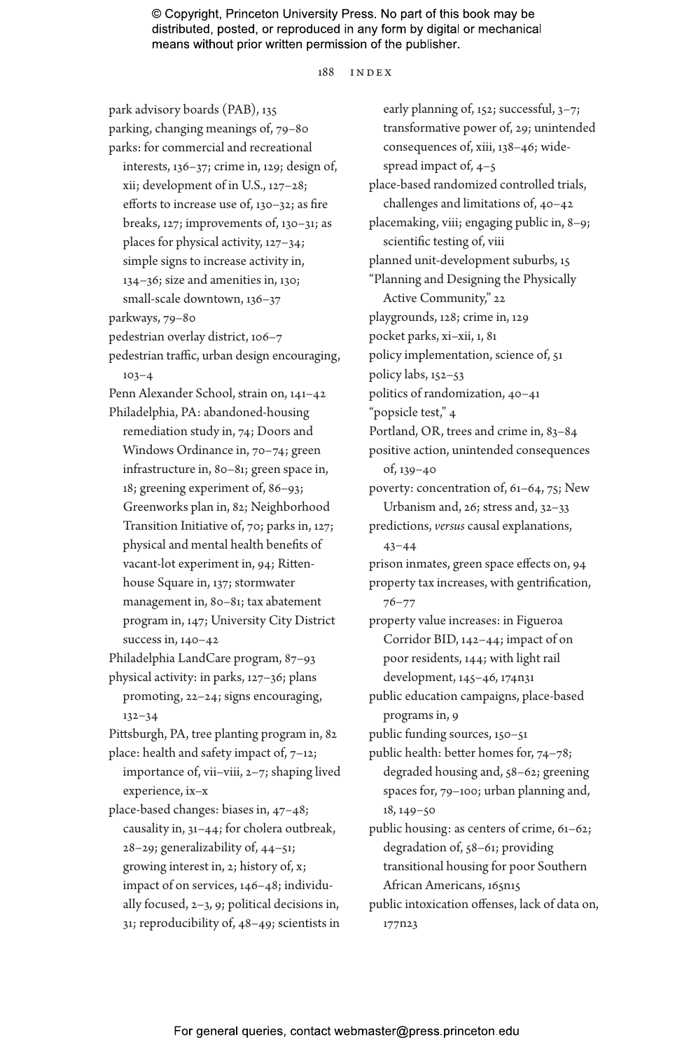park advisory boards (PAB), 135
parking, changing meanings of, 79–80
parks: for commercial and recreational interests, 136–37; crime in, 129; design of, xii; development of in U.S., 127–28; efforts to increase use of, 130–32; as fire breaks, 127; improvements of, 130–31; as places for physical activity, 127–34; simple signs to increase activity in, 134–36; size and amenities in, 130; small-scale downtown, 136–37
parkways, 79–80
pedestrian overlay district, 106–7
pedestrian traffic, urban design encouraging, 103–4
Penn Alexander School, strain on, 141–42
Philadelphia, PA: abandoned-housing remediation study in, 74; Doors and Windows Ordinance in, 70–74; green infrastructure in, 80–81; green space in, 18; greening experiment of, 86–93; Greenworks plan in, 82; Neighborhood Transition Initiative of, 70; parks in, 127; physical and mental health benefits of vacant-lot experiment in, 94; Rittenhouse Square in, 137; stormwater management in, 80–81; tax abatement program in, 147; University City District success in, 140–42
Philadelphia LandCare program, 87–93
physical activity: in parks, 127–36; plans promoting, 22–24; signs encouraging, 132–34
Pittsburgh, PA, tree planting program in, 82
place: health and safety impact of, 7–12; importance of, vii–viii, 2–7; shaping lived experience, ix–x
place-based changes: biases in, 47–48; causality in, 31–44; for cholera outbreak, 28–29; generalizability of, 44–51; growing interest in, 2; history of, x; impact of on services, 146–48; individually focused, 2–3, 9; political decisions in, 31; reproducibility of, 48–49; scientists in early planning of, 152; successful, 3–7; transformative power of, 29; unintended consequences of, xiii, 138–46; widespread impact of, 4–5
place-based randomized controlled trials, challenges and limitations of, 40–42
placemaking, viii; engaging public in, 8–9; scientific testing of, viii
planned unit-development suburbs, 15
"Planning and Designing the Physically Active Community," 22
playgrounds, 128; crime in, 129
pocket parks, xi–xii, 1, 81
policy implementation, science of, 51
policy labs, 152–53
politics of randomization, 40–41
"popsicle test," 4
Portland, OR, trees and crime in, 83–84
positive action, unintended consequences of, 139–40
poverty: concentration of, 61–64, 75; New Urbanism and, 26; stress and, 32–33
predictions, *versus* causal explanations, 43–44
prison inmates, green space effects on, 94
property tax increases, with gentrification, 76–77
property value increases: in Figueroa Corridor BID, 142–44; impact of on poor residents, 144; with light rail development, 145–46, 174n31
public education campaigns, place-based programs in, 9
public funding sources, 150–51
public health: better homes for, 74–78; degraded housing and, 58–62; greening spaces for, 79–100; urban planning and, 18, 149–50
public housing: as centers of crime, 61–62; degradation of, 58–61; providing transitional housing for poor Southern African Americans, 165n15
public intoxication offenses, lack of data on, 177n23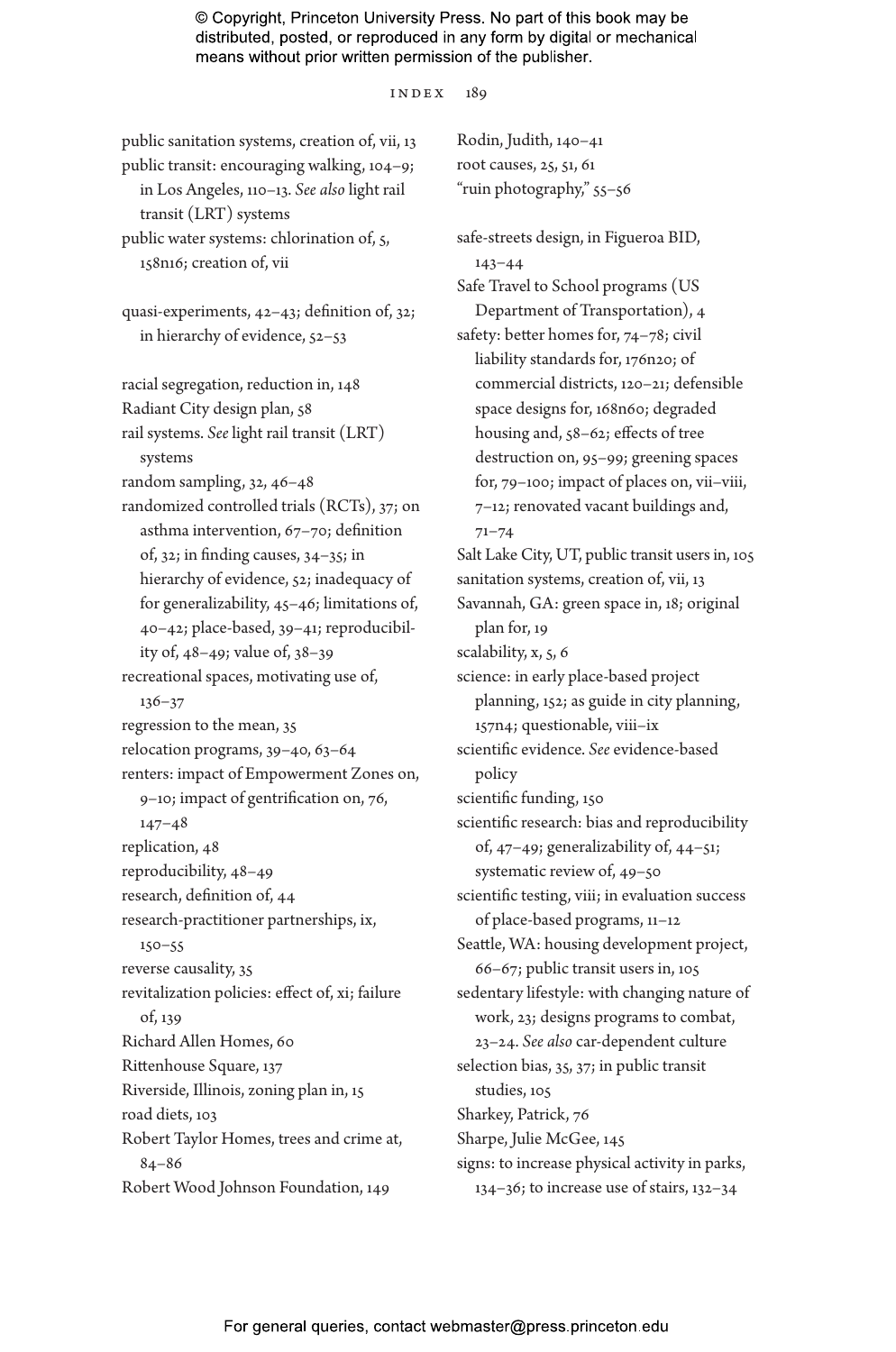public sanitation systems, creation of, vii, 13

public transit: encouraging walking, 104–9; in Los Angeles, 110–13. *See also* light rail transit (LRT) systems

public water systems: chlorination of, 5, 158n16; creation of, vii

quasi-experiments, 42–43; definition of, 32; in hierarchy of evidence, 52–53

racial segregation, reduction in, 148

Radiant City design plan, 58

rail systems. *See* light rail transit (LRT) systems

random sampling, 32, 46–48

randomized controlled trials (RCTs), 37; on asthma intervention, 67–70; definition of, 32; in finding causes, 34–35; in hierarchy of evidence, 52; inadequacy of for generalizability, 45–46; limitations of, 40–42; place-based, 39–41; reproducibility of, 48–49; value of, 38–39

recreational spaces, motivating use of, 136–37

regression to the mean, 35

relocation programs, 39–40, 63–64

renters: impact of Empowerment Zones on, 9–10; impact of gentrification on, 76, 147–48

replication, 48

reproducibility, 48–49

research, definition of, 44

research-practitioner partnerships, ix, 150–55

reverse causality, 35

revitalization policies: effect of, xi; failure of, 139

Richard Allen Homes, 60

Rittenhouse Square, 137

Riverside, Illinois, zoning plan in, 15

road diets, 103

Robert Taylor Homes, trees and crime at, 84–86

Robert Wood Johnson Foundation, 149

Rodin, Judith, 140–41

root causes, 25, 51, 61

"ruin photography," 55–56

safe-streets design, in Figueroa BID, 143–44

Safe Travel to School programs (US Department of Transportation), 4

safety: better homes for, 74–78; civil liability standards for, 176n20; of commercial districts, 120–21; defensible space designs for, 168n60; degraded housing and, 58–62; effects of tree destruction on, 95–99; greening spaces for, 79–100; impact of places on, vii–viii, 7–12; renovated vacant buildings and, 71–74

Salt Lake City, UT, public transit users in, 105

sanitation systems, creation of, vii, 13

Savannah, GA: green space in, 18; original plan for, 19

scalability, x, 5, 6

science: in early place-based project planning, 152; as guide in city planning, 157n4; questionable, viii–ix

scientific evidence. *See* evidence-based policy

scientific funding, 150

scientific research: bias and reproducibility of, 47–49; generalizability of, 44–51; systematic review of, 49–50

scientific testing, viii; in evaluation success of place-based programs, 11–12

Seattle, WA: housing development project, 66–67; public transit users in, 105

sedentary lifestyle: with changing nature of work, 23; designs programs to combat, 23–24. *See also* car-dependent culture

selection bias, 35, 37; in public transit studies, 105

Sharkey, Patrick, 76

Sharpe, Julie McGee, 145

signs: to increase physical activity in parks, 134–36; to increase use of stairs, 132–34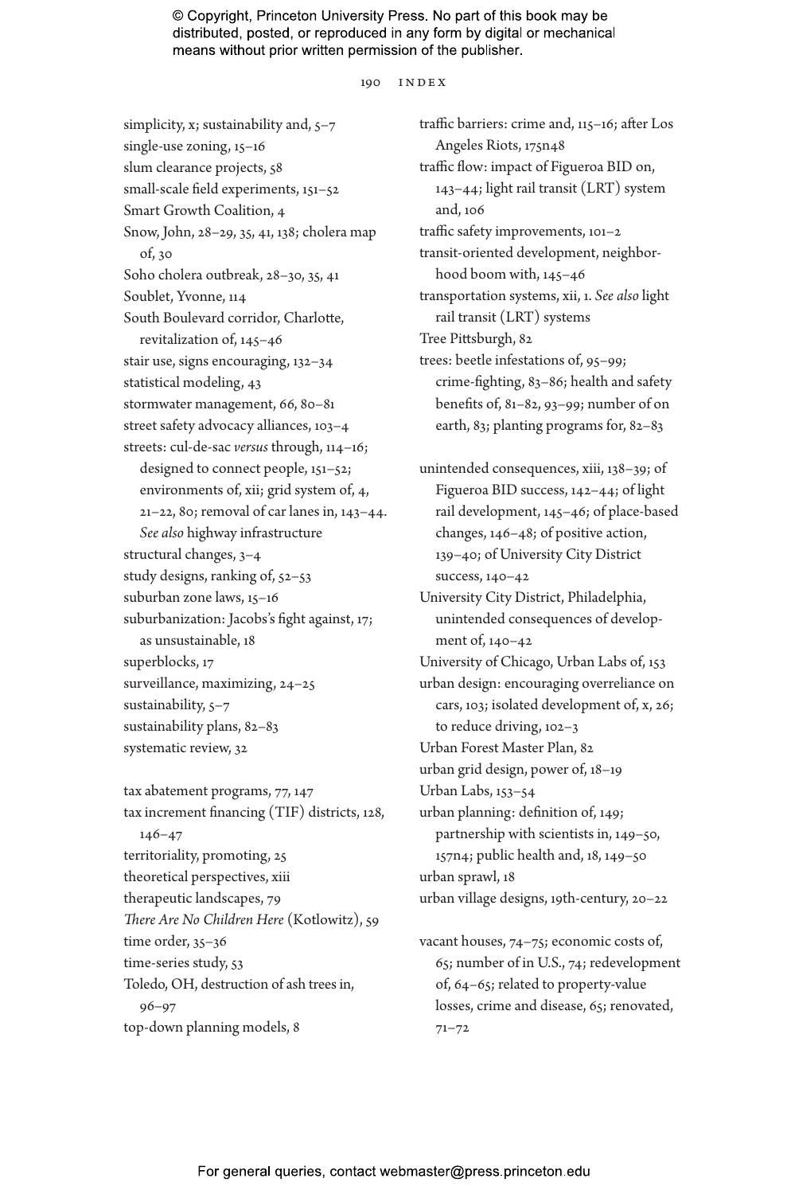simplicity, x; sustainability and, 5–7
single-use zoning, 15–16
slum clearance projects, 58
small-scale field experiments, 151–52
Smart Growth Coalition, 4
Snow, John, 28–29, 35, 41, 138; cholera map of, 30
Soho cholera outbreak, 28–30, 35, 41
Soublet, Yvonne, 114
South Boulevard corridor, Charlotte, revitalization of, 145–46
stair use, signs encouraging, 132–34
statistical modeling, 43
stormwater management, 66, 80–81
street safety advocacy alliances, 103–4
streets: cul-de-sac *versus* through, 114–16; designed to connect people, 151–52; environments of, xii; grid system of, 4, 21–22, 80; removal of car lanes in, 143–44. *See also* highway infrastructure
structural changes, 3–4
study designs, ranking of, 52–53
suburban zone laws, 15–16
suburbanization: Jacobs's fight against, 17; as unsustainable, 18
superblocks, 17
surveillance, maximizing, 24–25
sustainability, 5–7
sustainability plans, 82–83
systematic review, 32

tax abatement programs, 77, 147
tax increment financing (TIF) districts, 128, 146–47
territoriality, promoting, 25
theoretical perspectives, xiii
therapeutic landscapes, 79
*There Are No Children Here* (Kotlowitz), 59
time order, 35–36
time-series study, 53
Toledo, OH, destruction of ash trees in, 96–97
top-down planning models, 8
traffic barriers: crime and, 115–16; after Los Angeles Riots, 175n48
traffic flow: impact of Figueroa BID on, 143–44; light rail transit (LRT) system and, 106
traffic safety improvements, 101–2
transit-oriented development, neighborhood boom with, 145–46
transportation systems, xii, 1. *See also* light rail transit (LRT) systems
Tree Pittsburgh, 82
trees: beetle infestations of, 95–99; crime-fighting, 83–86; health and safety benefits of, 81–82, 93–99; number of on earth, 83; planting programs for, 82–83

unintended consequences, xiii, 138–39; of Figueroa BID success, 142–44; of light rail development, 145–46; of place-based changes, 146–48; of positive action, 139–40; of University City District success, 140–42
University City District, Philadelphia, unintended consequences of development of, 140–42
University of Chicago, Urban Labs of, 153
urban design: encouraging overreliance on cars, 103; isolated development of, x, 26; to reduce driving, 102–3
Urban Forest Master Plan, 82
urban grid design, power of, 18–19
Urban Labs, 153–54
urban planning: definition of, 149; partnership with scientists in, 149–50, 157n4; public health and, 18, 149–50
urban sprawl, 18
urban village designs, 19th-century, 20–22

vacant houses, 74–75; economic costs of, 65; number of in U.S., 74; redevelopment of, 64–65; related to property-value losses, crime and disease, 65; renovated, 71–72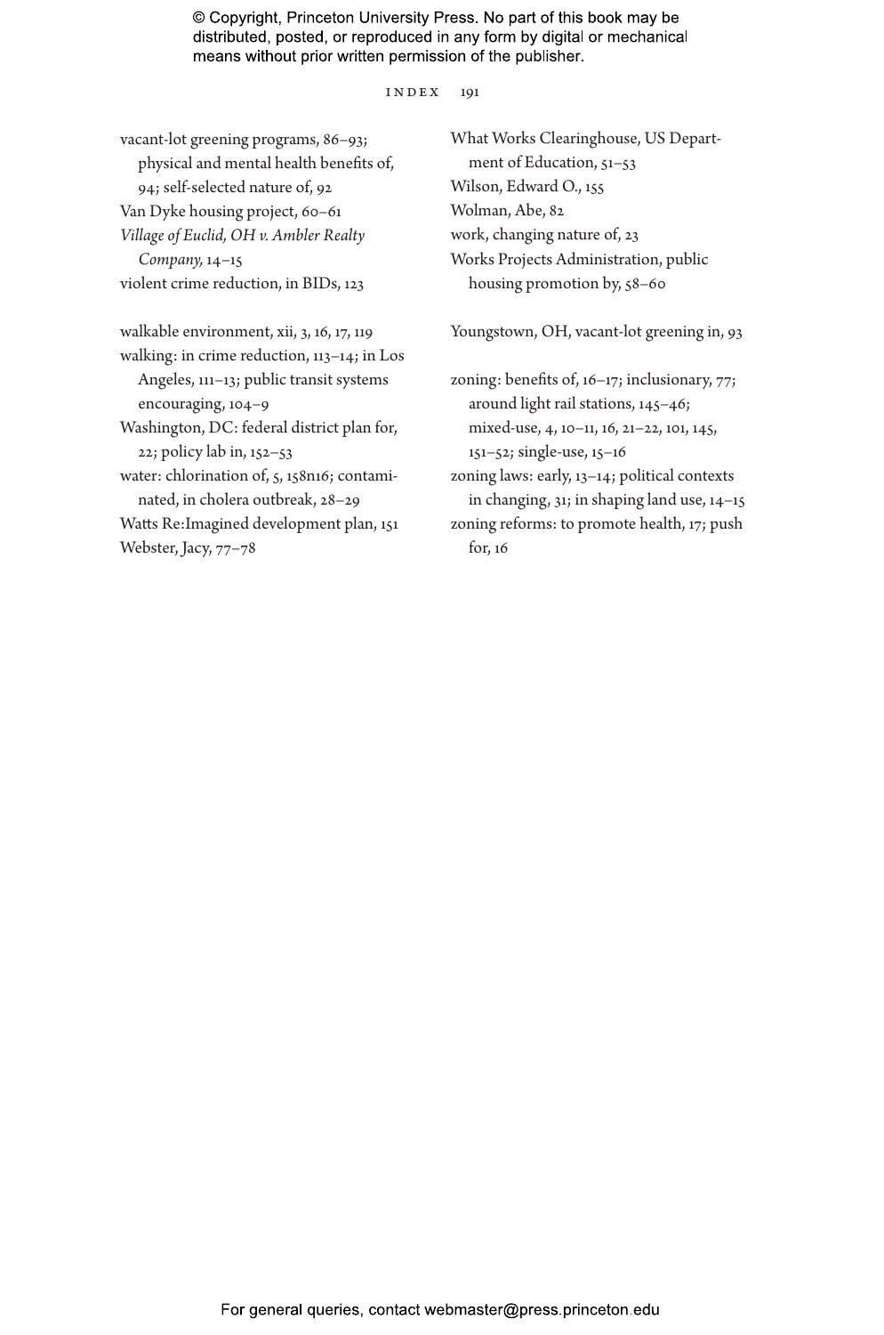vacant-lot greening programs, 86–93; physical and mental health benefits of, 94; self-selected nature of, 92

Van Dyke housing project, 60–61

*Village of Euclid, OH v. Ambler Realty Company,* 14–15

violent crime reduction, in BIDs, 123

walkable environment, xii, 3, 16, 17, 119

walking: in crime reduction, 113–14; in Los Angeles, 111–13; public transit systems encouraging, 104–9

Washington, DC: federal district plan for, 22; policy lab in, 152–53

water: chlorination of, 5, 158n16; contaminated, in cholera outbreak, 28–29

Watts Re:Imagined development plan, 151

Webster, Jacy, 77–78

What Works Clearinghouse, US Department of Education, 51–53

Wilson, Edward O., 155

Wolman, Abe, 82

work, changing nature of, 23

Works Projects Administration, public housing promotion by, 58–60

Youngstown, OH, vacant-lot greening in, 93

zoning: benefits of, 16–17; inclusionary, 77; around light rail stations, 145–46; mixed-use, 4, 10–11, 16, 21–22, 101, 145, 151–52; single-use, 15–16

zoning laws: early, 13–14; political contexts in changing, 31; in shaping land use, 14–15

zoning reforms: to promote health, 17; push for, 16